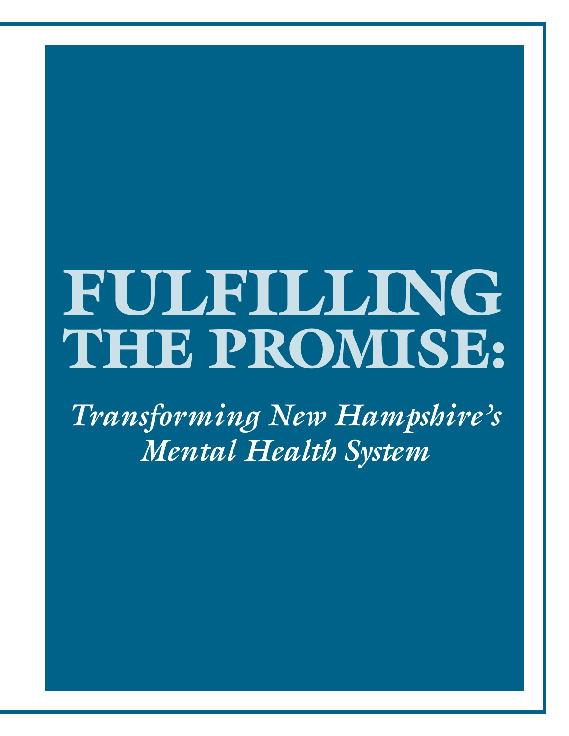# FULFILLING THE PROMISE:

*Transforming New Hampshire's Mental Health System*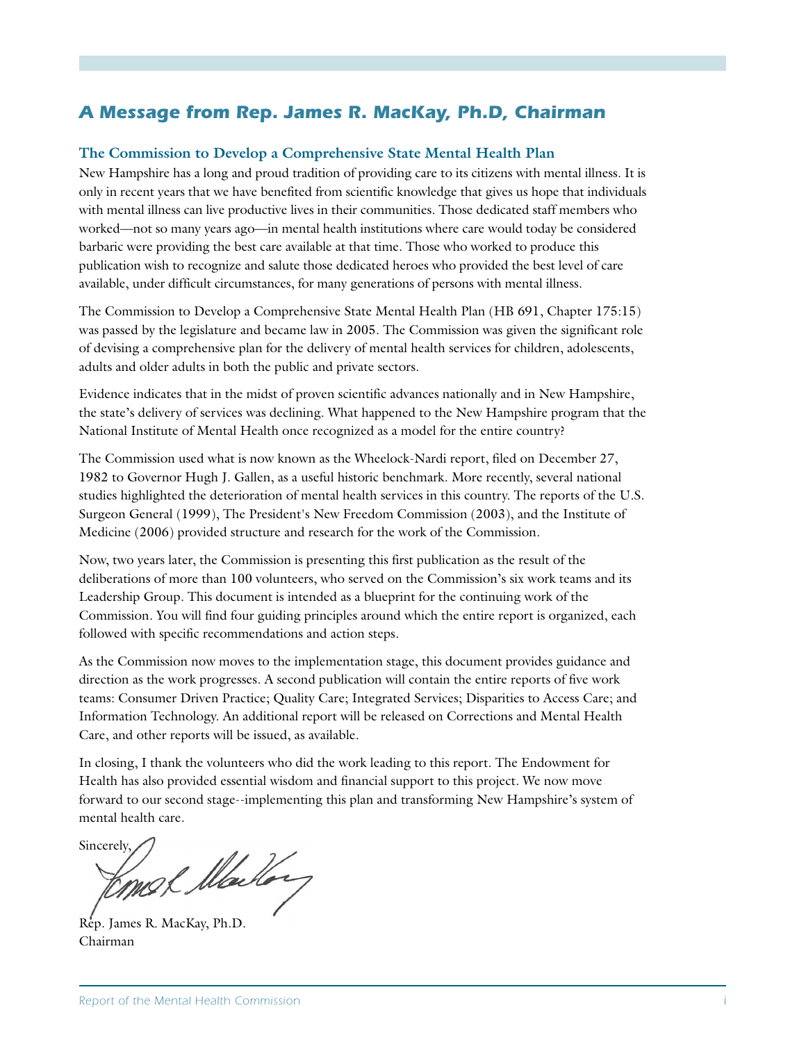## A Message from Rep. James R. MacKay, Ph.D, Chairman

### The Commission to Develop a Comprehensive State Mental Health Plan

New Hampshire has a long and proud tradition of providing care to its citizens with mental illness. It is only in recent years that we have benefited from scientific knowledge that gives us hope that individuals with mental illness can live productive lives in their communities. Those dedicated staff members who worked—not so many years ago—in mental health institutions where care would today be considered barbaric were providing the best care available at that time. Those who worked to produce this publication wish to recognize and salute those dedicated heroes who provided the best level of care available, under difficult circumstances, for many generations of persons with mental illness.

The Commission to Develop a Comprehensive State Mental Health Plan (HB 691, Chapter 175:15) was passed by the legislature and became law in 2005. The Commission was given the significant role of devising a comprehensive plan for the delivery of mental health services for children, adolescents, adults and older adults in both the public and private sectors.

Evidence indicates that in the midst of proven scientific advances nationally and in New Hampshire, the state's delivery of services was declining. What happened to the New Hampshire program that the National Institute of Mental Health once recognized as a model for the entire country?

The Commission used what is now known as the Wheelock-Nardi report, filed on December 27, 1982 to Governor Hugh J. Gallen, as a useful historic benchmark. More recently, several national studies highlighted the deterioration of mental health services in this country. The reports of the U.S. Surgeon General (1999), The President's New Freedom Commission (2003), and the Institute of Medicine (2006) provided structure and research for the work of the Commission.

Now, two years later, the Commission is presenting this first publication as the result of the deliberations of more than 100 volunteers, who served on the Commission's six work teams and its Leadership Group. This document is intended as a blueprint for the continuing work of the Commission. You will find four guiding principles around which the entire report is organized, each followed with specific recommendations and action steps.

As the Commission now moves to the implementation stage, this document provides guidance and direction as the work progresses. A second publication will contain the entire reports of five work teams: Consumer Driven Practice; Quality Care; Integrated Services; Disparities to Access Care; and Information Technology. An additional report will be released on Corrections and Mental Health Care, and other reports will be issued, as available.

In closing, I thank the volunteers who did the work leading to this report. The Endowment for Health has also provided essential wisdom and financial support to this project. We now move forward to our second stage--implementing this plan and transforming New Hampshire's system of mental health care.

Sincerely,

Rep. James R. MacKay, Ph.D.
Chairman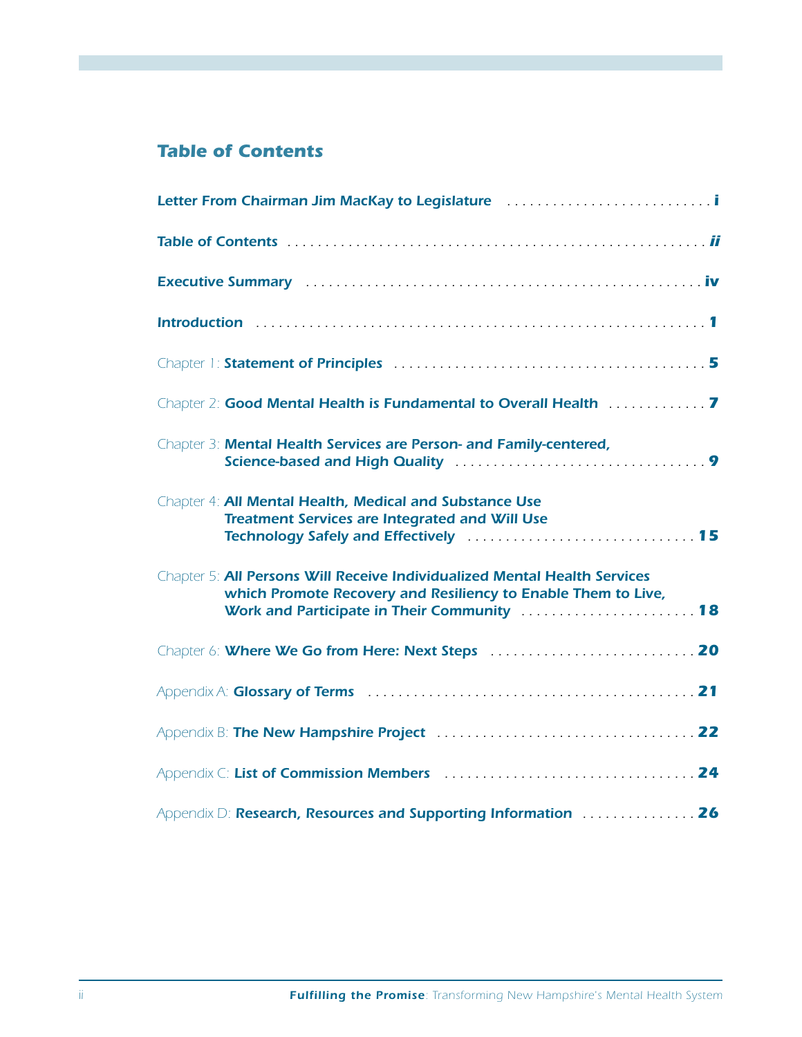## Table of Contents

**Letter From Chairman Jim MacKay to Legislature** . . . . . . . . . . . . . . . . . . . . . . . . . . . . **i**

**Table of Contents** . . . . . . . . . . . . . . . . . . . . . . . . . . . . . . . . . . . . . . . . . . . . . . . . . . . . . . **ii**

**Executive Summary** . . . . . . . . . . . . . . . . . . . . . . . . . . . . . . . . . . . . . . . . . . . . . . . . . . . **iv**

**Introduction** . . . . . . . . . . . . . . . . . . . . . . . . . . . . . . . . . . . . . . . . . . . . . . . . . . . . . . . . . . **1**

Chapter 1: **Statement of Principles** . . . . . . . . . . . . . . . . . . . . . . . . . . . . . . . . . . . . . . . . . **5**

Chapter 2: **Good Mental Health is Fundamental to Overall Health** . . . . . . . . . . . . . **7**

Chapter 3: **Mental Health Services are Person- and Family-centered, Science-based and High Quality** . . . . . . . . . . . . . . . . . . . . . . . . . . . . . . . . . . . **9**

Chapter 4: **All Mental Health, Medical and Substance Use Treatment Services are Integrated and Will Use Technology Safely and Effectively** . . . . . . . . . . . . . . . . . . . . . . . . . . . . . . **15**

Chapter 5: **All Persons Will Receive Individualized Mental Health Services which Promote Recovery and Resiliency to Enable Them to Live, Work and Participate in Their Community** . . . . . . . . . . . . . . . . . . . . . . . **18**

Chapter 6: **Where We Go from Here: Next Steps** . . . . . . . . . . . . . . . . . . . . . . . . . . . **20**

Appendix A: **Glossary of Terms** . . . . . . . . . . . . . . . . . . . . . . . . . . . . . . . . . . . . . . . . . . . **21**

Appendix B: **The New Hampshire Project** . . . . . . . . . . . . . . . . . . . . . . . . . . . . . . . . . . **22**

Appendix C: **List of Commission Members** . . . . . . . . . . . . . . . . . . . . . . . . . . . . . . . . . **24**

Appendix D: **Research, Resources and Supporting Information** . . . . . . . . . . . . . . . **26**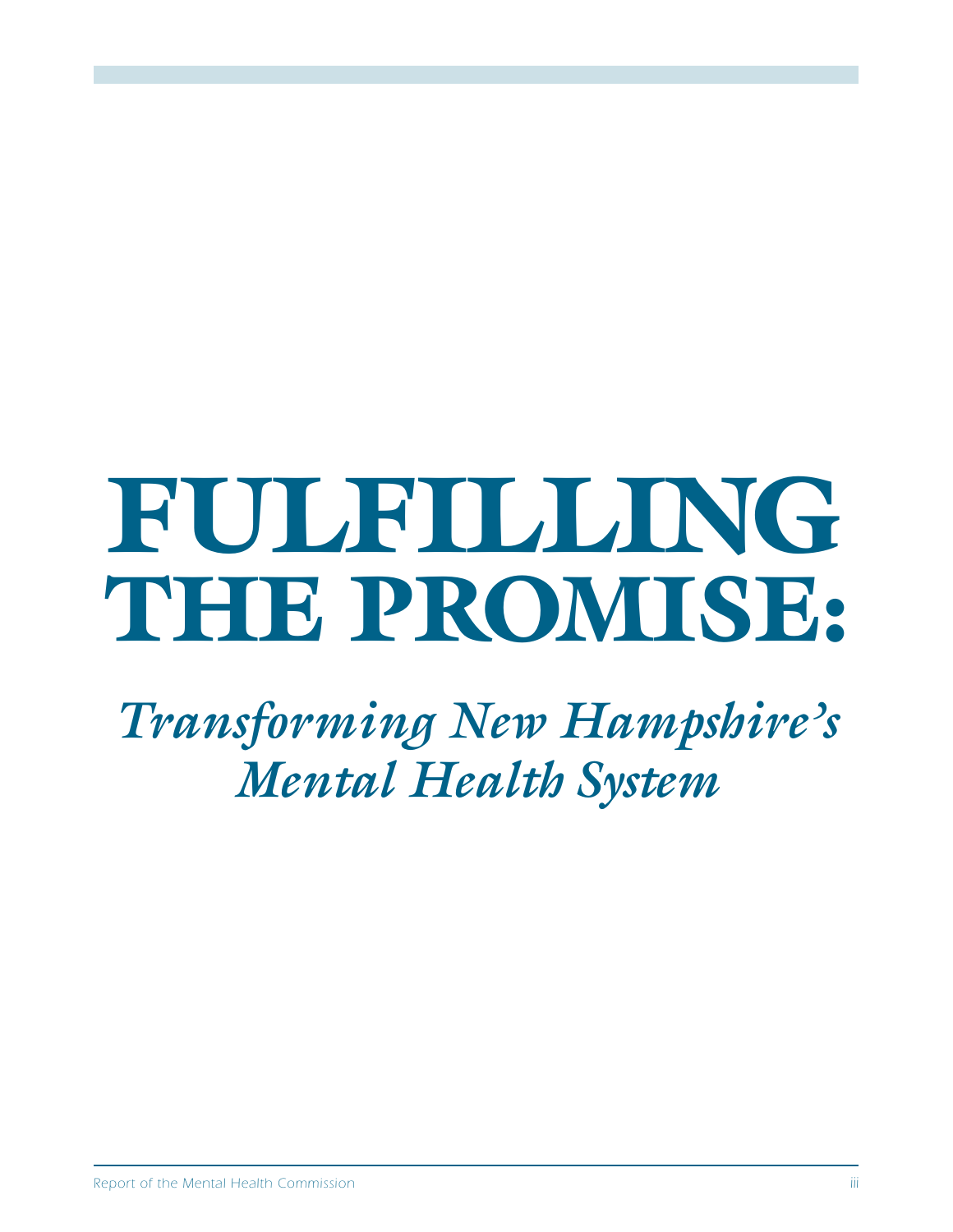# FULFILLING THE PROMISE:

## *Transforming New Hampshire's Mental Health System*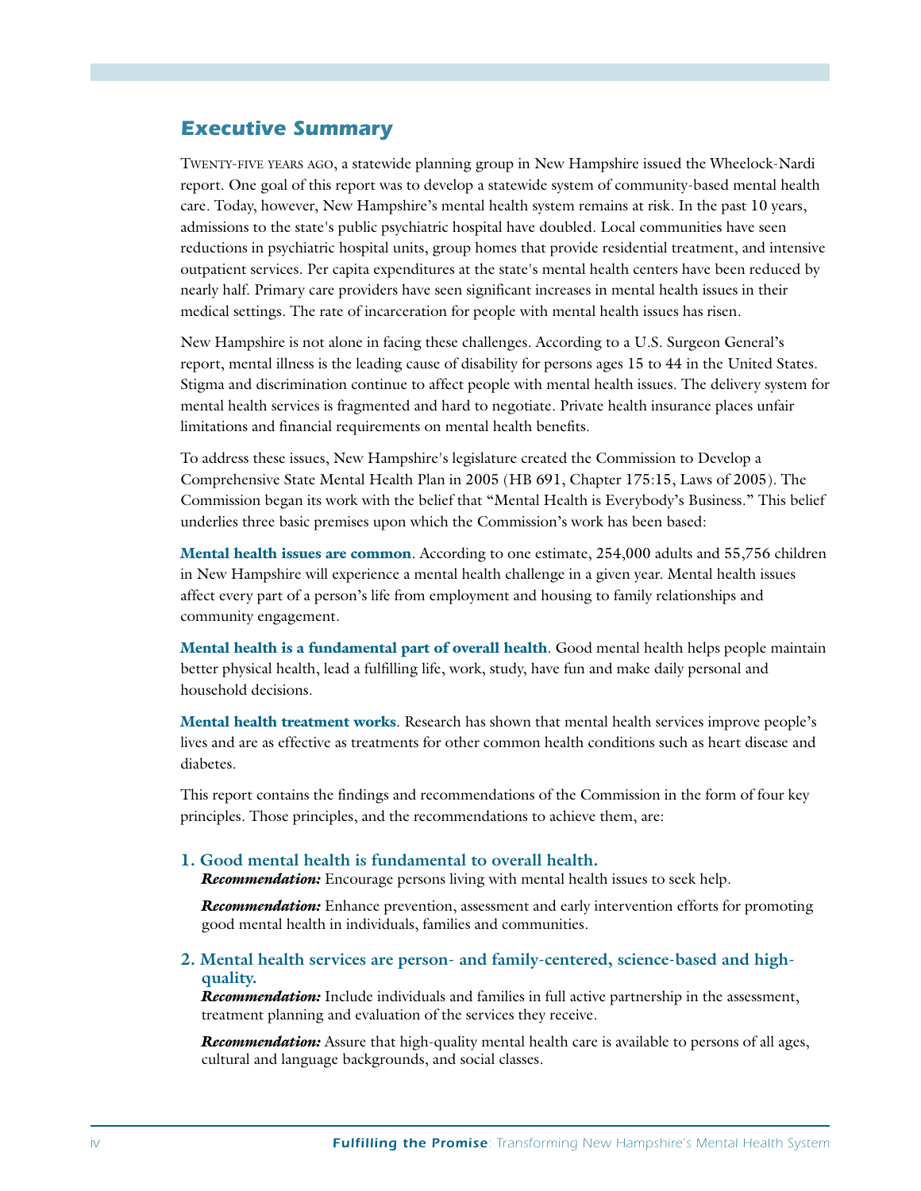## Executive Summary

Twenty-five years ago, a statewide planning group in New Hampshire issued the Wheelock-Nardi report. One goal of this report was to develop a statewide system of community-based mental health care. Today, however, New Hampshire's mental health system remains at risk. In the past 10 years, admissions to the state's public psychiatric hospital have doubled. Local communities have seen reductions in psychiatric hospital units, group homes that provide residential treatment, and intensive outpatient services. Per capita expenditures at the state's mental health centers have been reduced by nearly half. Primary care providers have seen significant increases in mental health issues in their medical settings. The rate of incarceration for people with mental health issues has risen.

New Hampshire is not alone in facing these challenges. According to a U.S. Surgeon General's report, mental illness is the leading cause of disability for persons ages 15 to 44 in the United States. Stigma and discrimination continue to affect people with mental health issues. The delivery system for mental health services is fragmented and hard to negotiate. Private health insurance places unfair limitations and financial requirements on mental health benefits.

To address these issues, New Hampshire's legislature created the Commission to Develop a Comprehensive State Mental Health Plan in 2005 (HB 691, Chapter 175:15, Laws of 2005). The Commission began its work with the belief that "Mental Health is Everybody's Business." This belief underlies three basic premises upon which the Commission's work has been based:

**Mental health issues are common**. According to one estimate, 254,000 adults and 55,756 children in New Hampshire will experience a mental health challenge in a given year. Mental health issues affect every part of a person's life from employment and housing to family relationships and community engagement.

**Mental health is a fundamental part of overall health**. Good mental health helps people maintain better physical health, lead a fulfilling life, work, study, have fun and make daily personal and household decisions.

**Mental health treatment works**. Research has shown that mental health services improve people's lives and are as effective as treatments for other common health conditions such as heart disease and diabetes.

This report contains the findings and recommendations of the Commission in the form of four key principles. Those principles, and the recommendations to achieve them, are:

### 1. Good mental health is fundamental to overall health.

***Recommendation:*** Encourage persons living with mental health issues to seek help.

***Recommendation:*** Enhance prevention, assessment and early intervention efforts for promoting good mental health in individuals, families and communities.

### 2. Mental health services are person- and family-centered, science-based and high-quality.

***Recommendation:*** Include individuals and families in full active partnership in the assessment, treatment planning and evaluation of the services they receive.

***Recommendation:*** Assure that high-quality mental health care is available to persons of all ages, cultural and language backgrounds, and social classes.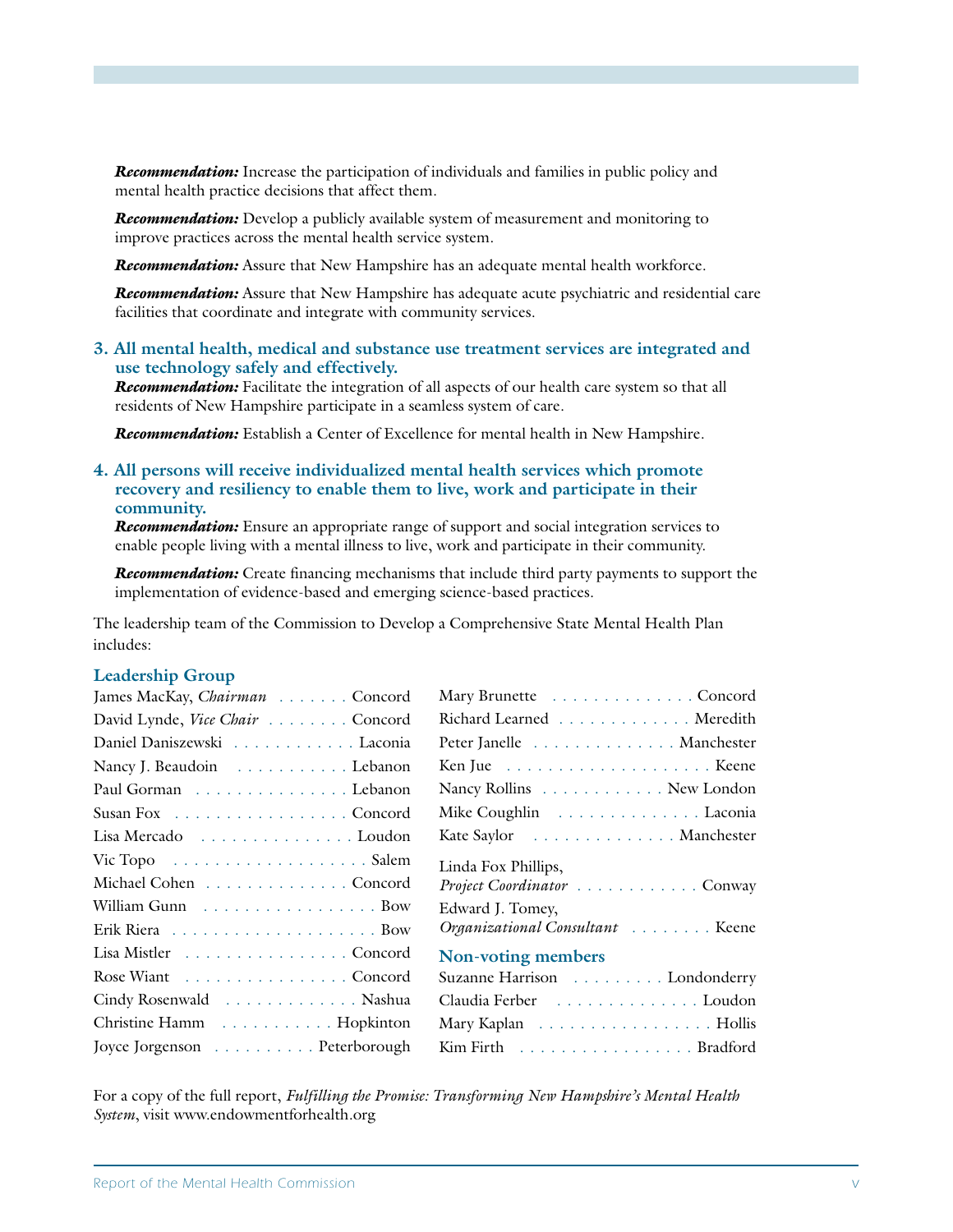***Recommendation:*** Increase the participation of individuals and families in public policy and mental health practice decisions that affect them.

***Recommendation:*** Develop a publicly available system of measurement and monitoring to improve practices across the mental health service system.

***Recommendation:*** Assure that New Hampshire has an adequate mental health workforce.

***Recommendation:*** Assure that New Hampshire has adequate acute psychiatric and residential care facilities that coordinate and integrate with community services.

### 3. All mental health, medical and substance use treatment services are integrated and use technology safely and effectively.

***Recommendation:*** Facilitate the integration of all aspects of our health care system so that all residents of New Hampshire participate in a seamless system of care.

***Recommendation:*** Establish a Center of Excellence for mental health in New Hampshire.

### 4. All persons will receive individualized mental health services which promote recovery and resiliency to enable them to live, work and participate in their community.

***Recommendation:*** Ensure an appropriate range of support and social integration services to enable people living with a mental illness to live, work and participate in their community.

***Recommendation:*** Create financing mechanisms that include third party payments to support the implementation of evidence-based and emerging science-based practices.

The leadership team of the Commission to Develop a Comprehensive State Mental Health Plan includes:

### Leadership Group

James MacKay, *Chairman* . . . . . . . Concord
David Lynde, *Vice Chair* . . . . . . . . Concord
Daniel Daniszewski . . . . . . . . . . . . Laconia
Nancy J. Beaudoin . . . . . . . . . . . Lebanon
Paul Gorman . . . . . . . . . . . . . . . . Lebanon
Susan Fox . . . . . . . . . . . . . . . . . . Concord
Lisa Mercado . . . . . . . . . . . . . . . Loudon
Vic Topo . . . . . . . . . . . . . . . . . . . . Salem
Michael Cohen . . . . . . . . . . . . . . Concord
William Gunn . . . . . . . . . . . . . . . . . . Bow
Erik Riera . . . . . . . . . . . . . . . . . . . . . Bow
Lisa Mistler . . . . . . . . . . . . . . . . Concord
Rose Wiant . . . . . . . . . . . . . . . . Concord
Cindy Rosenwald . . . . . . . . . . . . . Nashua
Christine Hamm . . . . . . . . . . . Hopkinton
Joyce Jorgenson . . . . . . . . . . Peterborough
Mary Brunette . . . . . . . . . . . . . . Concord
Richard Learned . . . . . . . . . . . . . Meredith
Peter Janelle . . . . . . . . . . . . . . Manchester
Ken Jue . . . . . . . . . . . . . . . . . . . . . Keene
Nancy Rollins . . . . . . . . . . . . New London
Mike Coughlin . . . . . . . . . . . . . . . Laconia
Kate Saylor . . . . . . . . . . . . . . Manchester

Linda Fox Phillips,
*Project Coordinator* . . . . . . . . . . . . Conway

Edward J. Tomey,
*Organizational Consultant* . . . . . . . . Keene

### Non-voting members

Suzanne Harrison . . . . . . . . . Londonderry
Claudia Ferber . . . . . . . . . . . . . . . Loudon
Mary Kaplan . . . . . . . . . . . . . . . . . . Hollis
Kim Firth . . . . . . . . . . . . . . . . . . Bradford

For a copy of the full report, *Fulfilling the Promise: Transforming New Hampshire's Mental Health System*, visit www.endowmentforhealth.org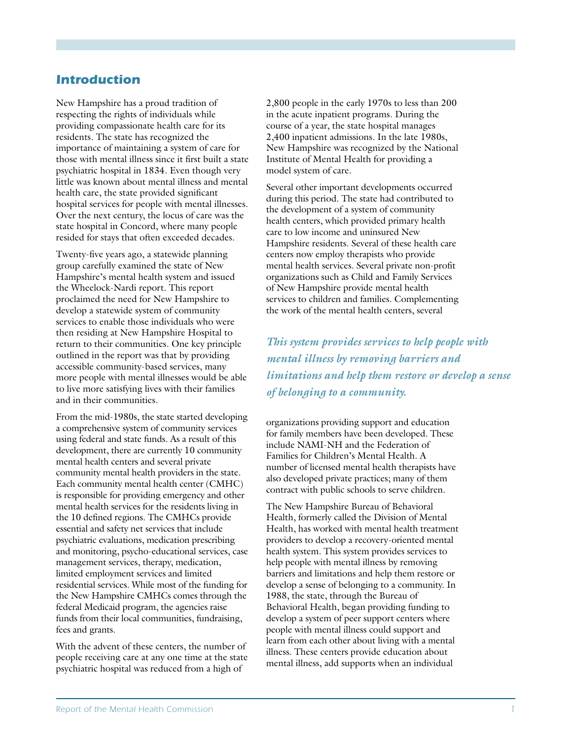## Introduction

New Hampshire has a proud tradition of respecting the rights of individuals while providing compassionate health care for its residents. The state has recognized the importance of maintaining a system of care for those with mental illness since it first built a state psychiatric hospital in 1834. Even though very little was known about mental illness and mental health care, the state provided significant hospital services for people with mental illnesses. Over the next century, the locus of care was the state hospital in Concord, where many people resided for stays that often exceeded decades.

Twenty-five years ago, a statewide planning group carefully examined the state of New Hampshire's mental health system and issued the Wheelock-Nardi report. This report proclaimed the need for New Hampshire to develop a statewide system of community services to enable those individuals who were then residing at New Hampshire Hospital to return to their communities. One key principle outlined in the report was that by providing accessible community-based services, many more people with mental illnesses would be able to live more satisfying lives with their families and in their communities.

From the mid-1980s, the state started developing a comprehensive system of community services using federal and state funds. As a result of this development, there are currently 10 community mental health centers and several private community mental health providers in the state. Each community mental health center (CMHC) is responsible for providing emergency and other mental health services for the residents living in the 10 defined regions. The CMHCs provide essential and safety net services that include psychiatric evaluations, medication prescribing and monitoring, psycho-educational services, case management services, therapy, medication, limited employment services and limited residential services. While most of the funding for the New Hampshire CMHCs comes through the federal Medicaid program, the agencies raise funds from their local communities, fundraising, fees and grants.

With the advent of these centers, the number of people receiving care at any one time at the state psychiatric hospital was reduced from a high of 2,800 people in the early 1970s to less than 200 in the acute inpatient programs. During the course of a year, the state hospital manages 2,400 inpatient admissions. In the late 1980s, New Hampshire was recognized by the National Institute of Mental Health for providing a model system of care.

Several other important developments occurred during this period. The state had contributed to the development of a system of community health centers, which provided primary health care to low income and uninsured New Hampshire residents. Several of these health care centers now employ therapists who provide mental health services. Several private non-profit organizations such as Child and Family Services of New Hampshire provide mental health services to children and families. Complementing the work of the mental health centers, several organizations providing support and education for family members have been developed. These include NAMI-NH and the Federation of Families for Children's Mental Health. A number of licensed mental health therapists have also developed private practices; many of them contract with public schools to serve children.

*This system provides services to help people with mental illness by removing barriers and limitations and help them restore or develop a sense of belonging to a community.*

The New Hampshire Bureau of Behavioral Health, formerly called the Division of Mental Health, has worked with mental health treatment providers to develop a recovery-oriented mental health system. This system provides services to help people with mental illness by removing barriers and limitations and help them restore or develop a sense of belonging to a community. In 1988, the state, through the Bureau of Behavioral Health, began providing funding to develop a system of peer support centers where people with mental illness could support and learn from each other about living with a mental illness. These centers provide education about mental illness, add supports when an individual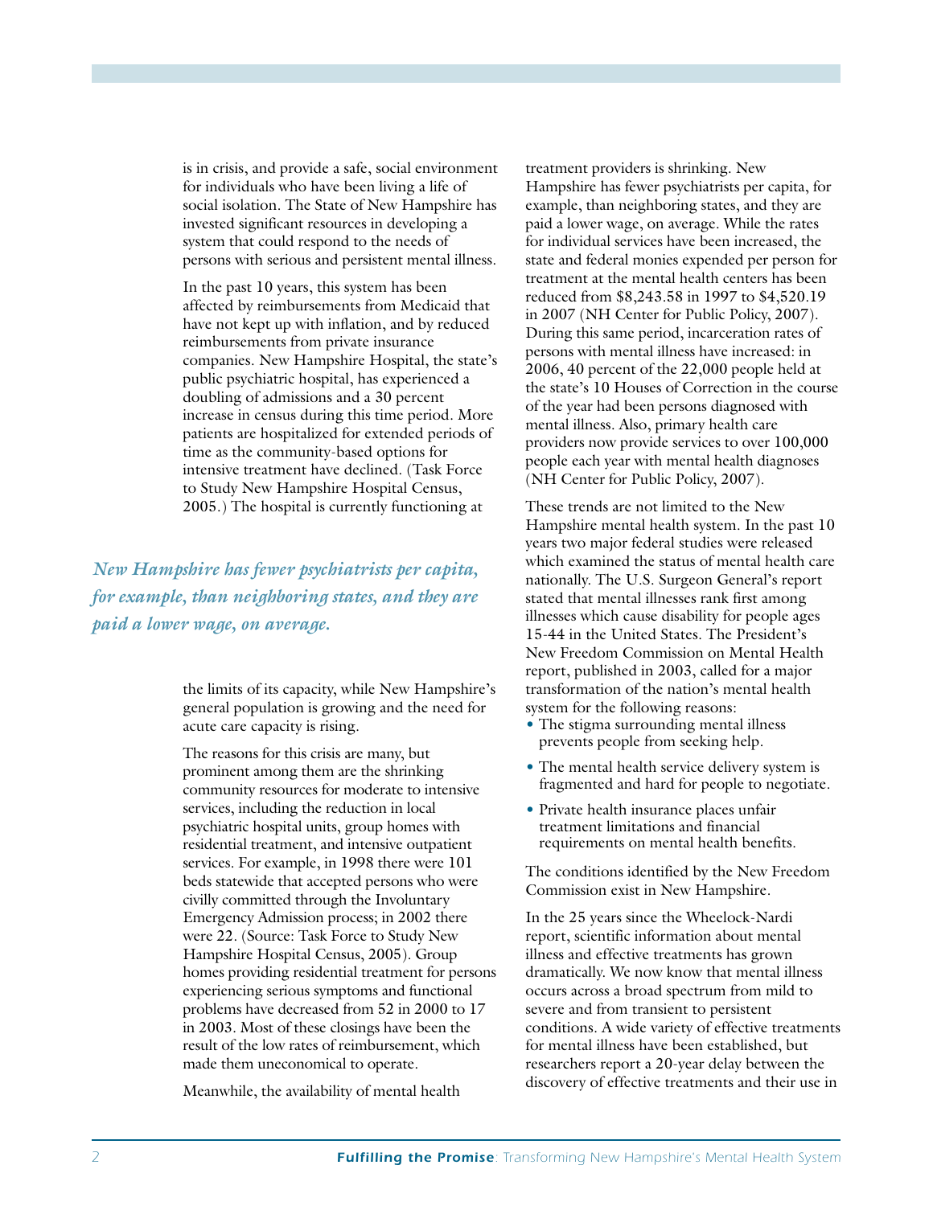is in crisis, and provide a safe, social environment for individuals who have been living a life of social isolation. The State of New Hampshire has invested significant resources in developing a system that could respond to the needs of persons with serious and persistent mental illness.

In the past 10 years, this system has been affected by reimbursements from Medicaid that have not kept up with inflation, and by reduced reimbursements from private insurance companies. New Hampshire Hospital, the state's public psychiatric hospital, has experienced a doubling of admissions and a 30 percent increase in census during this time period. More patients are hospitalized for extended periods of time as the community-based options for intensive treatment have declined. (Task Force to Study New Hampshire Hospital Census, 2005.) The hospital is currently functioning at the limits of its capacity, while New Hampshire's general population is growing and the need for acute care capacity is rising.

*New Hampshire has fewer psychiatrists per capita, for example, than neighboring states, and they are paid a lower wage, on average.*

The reasons for this crisis are many, but prominent among them are the shrinking community resources for moderate to intensive services, including the reduction in local psychiatric hospital units, group homes with residential treatment, and intensive outpatient services. For example, in 1998 there were 101 beds statewide that accepted persons who were civilly committed through the Involuntary Emergency Admission process; in 2002 there were 22. (Source: Task Force to Study New Hampshire Hospital Census, 2005). Group homes providing residential treatment for persons experiencing serious symptoms and functional problems have decreased from 52 in 2000 to 17 in 2003. Most of these closings have been the result of the low rates of reimbursement, which made them uneconomical to operate.

Meanwhile, the availability of mental health treatment providers is shrinking. New Hampshire has fewer psychiatrists per capita, for example, than neighboring states, and they are paid a lower wage, on average. While the rates for individual services have been increased, the state and federal monies expended per person for treatment at the mental health centers has been reduced from $8,243.58 in 1997 to $4,520.19 in 2007 (NH Center for Public Policy, 2007). During this same period, incarceration rates of persons with mental illness have increased: in 2006, 40 percent of the 22,000 people held at the state's 10 Houses of Correction in the course of the year had been persons diagnosed with mental illness. Also, primary health care providers now provide services to over 100,000 people each year with mental health diagnoses (NH Center for Public Policy, 2007).

These trends are not limited to the New Hampshire mental health system. In the past 10 years two major federal studies were released which examined the status of mental health care nationally. The U.S. Surgeon General's report stated that mental illnesses rank first among illnesses which cause disability for people ages 15-44 in the United States. The President's New Freedom Commission on Mental Health report, published in 2003, called for a major transformation of the nation's mental health system for the following reasons:

- The stigma surrounding mental illness prevents people from seeking help.
- The mental health service delivery system is fragmented and hard for people to negotiate.
- Private health insurance places unfair treatment limitations and financial requirements on mental health benefits.

The conditions identified by the New Freedom Commission exist in New Hampshire.

In the 25 years since the Wheelock-Nardi report, scientific information about mental illness and effective treatments has grown dramatically. We now know that mental illness occurs across a broad spectrum from mild to severe and from transient to persistent conditions. A wide variety of effective treatments for mental illness have been established, but researchers report a 20-year delay between the discovery of effective treatments and their use in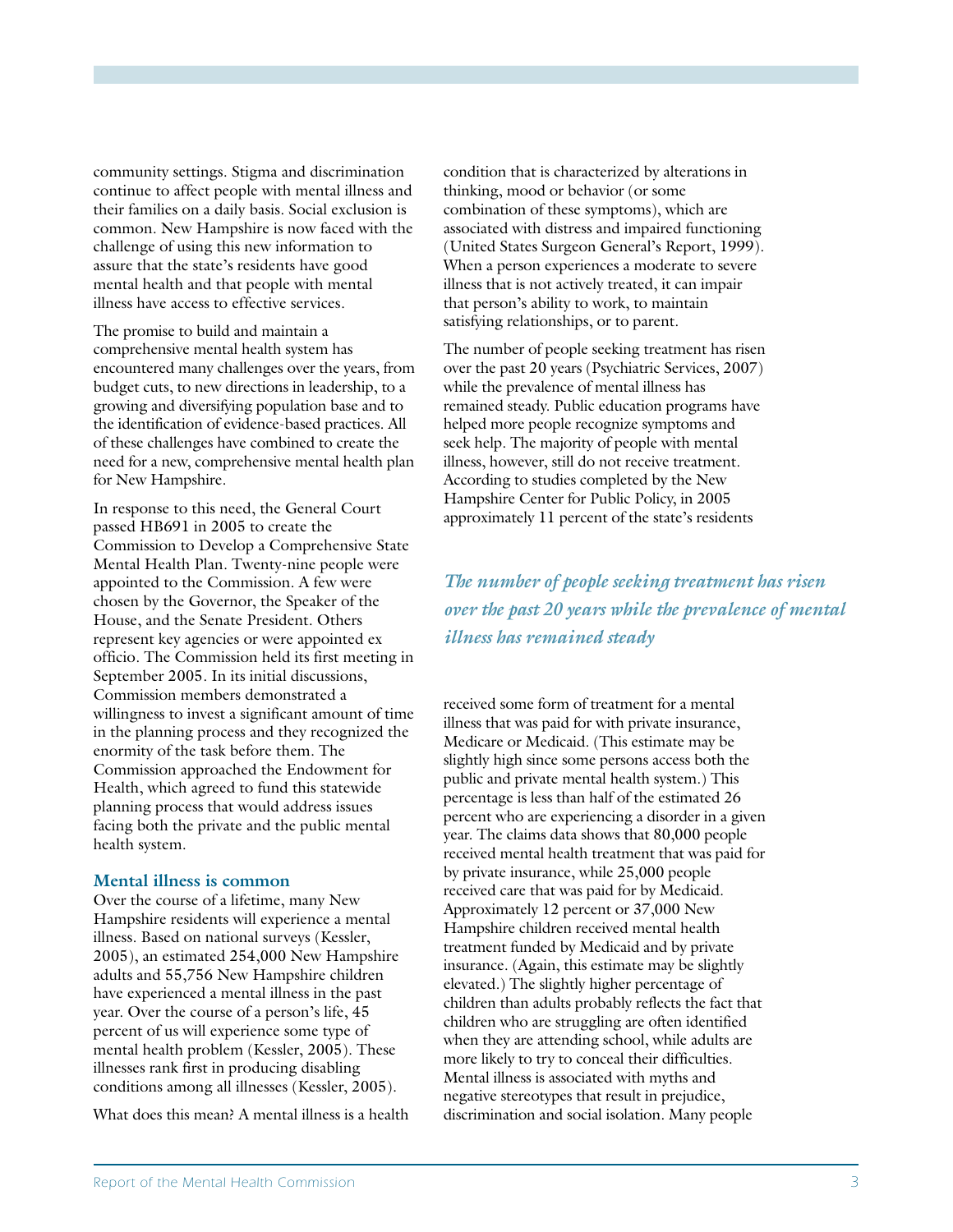community settings. Stigma and discrimination continue to affect people with mental illness and their families on a daily basis. Social exclusion is common. New Hampshire is now faced with the challenge of using this new information to assure that the state's residents have good mental health and that people with mental illness have access to effective services.

The promise to build and maintain a comprehensive mental health system has encountered many challenges over the years, from budget cuts, to new directions in leadership, to a growing and diversifying population base and to the identification of evidence-based practices. All of these challenges have combined to create the need for a new, comprehensive mental health plan for New Hampshire.

In response to this need, the General Court passed HB691 in 2005 to create the Commission to Develop a Comprehensive State Mental Health Plan. Twenty-nine people were appointed to the Commission. A few were chosen by the Governor, the Speaker of the House, and the Senate President. Others represent key agencies or were appointed ex officio. The Commission held its first meeting in September 2005. In its initial discussions, Commission members demonstrated a willingness to invest a significant amount of time in the planning process and they recognized the enormity of the task before them. The Commission approached the Endowment for Health, which agreed to fund this statewide planning process that would address issues facing both the private and the public mental health system.

### Mental illness is common

Over the course of a lifetime, many New Hampshire residents will experience a mental illness. Based on national surveys (Kessler, 2005), an estimated 254,000 New Hampshire adults and 55,756 New Hampshire children have experienced a mental illness in the past year. Over the course of a person's life, 45 percent of us will experience some type of mental health problem (Kessler, 2005). These illnesses rank first in producing disabling conditions among all illnesses (Kessler, 2005).

What does this mean? A mental illness is a health condition that is characterized by alterations in thinking, mood or behavior (or some combination of these symptoms), which are associated with distress and impaired functioning (United States Surgeon General's Report, 1999). When a person experiences a moderate to severe illness that is not actively treated, it can impair that person's ability to work, to maintain satisfying relationships, or to parent.

The number of people seeking treatment has risen over the past 20 years (Psychiatric Services, 2007) while the prevalence of mental illness has remained steady. Public education programs have helped more people recognize symptoms and seek help. The majority of people with mental illness, however, still do not receive treatment. According to studies completed by the New Hampshire Center for Public Policy, in 2005 approximately 11 percent of the state's residents received some form of treatment for a mental illness that was paid for with private insurance, Medicare or Medicaid. (This estimate may be slightly high since some persons access both the public and private mental health system.) This percentage is less than half of the estimated 26 percent who are experiencing a disorder in a given year. The claims data shows that 80,000 people received mental health treatment that was paid for by private insurance, while 25,000 people received care that was paid for by Medicaid. Approximately 12 percent or 37,000 New Hampshire children received mental health treatment funded by Medicaid and by private insurance. (Again, this estimate may be slightly elevated.) The slightly higher percentage of children than adults probably reflects the fact that children who are struggling are often identified when they are attending school, while adults are more likely to try to conceal their difficulties. Mental illness is associated with myths and negative stereotypes that result in prejudice, discrimination and social isolation. Many people

*The number of people seeking treatment has risen over the past 20 years while the prevalence of mental illness has remained steady*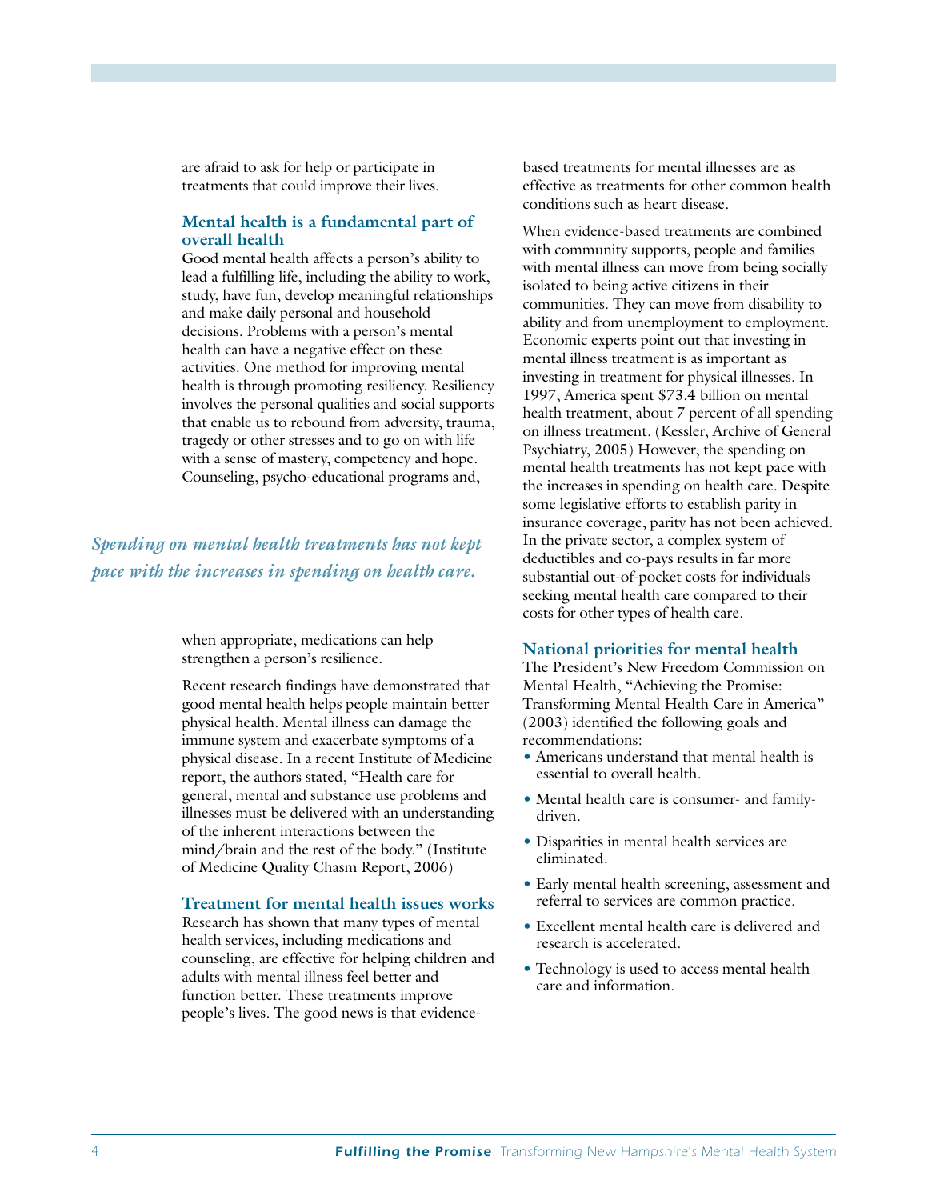are afraid to ask for help or participate in treatments that could improve their lives.

### Mental health is a fundamental part of overall health

Good mental health affects a person's ability to lead a fulfilling life, including the ability to work, study, have fun, develop meaningful relationships and make daily personal and household decisions. Problems with a person's mental health can have a negative effect on these activities. One method for improving mental health is through promoting resiliency. Resiliency involves the personal qualities and social supports that enable us to rebound from adversity, trauma, tragedy or other stresses and to go on with life with a sense of mastery, competency and hope. Counseling, psycho-educational programs and, when appropriate, medications can help strengthen a person's resilience.

*Spending on mental health treatments has not kept pace with the increases in spending on health care.*

Recent research findings have demonstrated that good mental health helps people maintain better physical health. Mental illness can damage the immune system and exacerbate symptoms of a physical disease. In a recent Institute of Medicine report, the authors stated, "Health care for general, mental and substance use problems and illnesses must be delivered with an understanding of the inherent interactions between the mind/brain and the rest of the body." (Institute of Medicine Quality Chasm Report, 2006)

### Treatment for mental health issues works

Research has shown that many types of mental health services, including medications and counseling, are effective for helping children and adults with mental illness feel better and function better. These treatments improve people's lives. The good news is that evidence-based treatments for mental illnesses are as effective as treatments for other common health conditions such as heart disease.

When evidence-based treatments are combined with community supports, people and families with mental illness can move from being socially isolated to being active citizens in their communities. They can move from disability to ability and from unemployment to employment. Economic experts point out that investing in mental illness treatment is as important as investing in treatment for physical illnesses. In 1997, America spent $73.4 billion on mental health treatment, about 7 percent of all spending on illness treatment. (Kessler, Archive of General Psychiatry, 2005) However, the spending on mental health treatments has not kept pace with the increases in spending on health care. Despite some legislative efforts to establish parity in insurance coverage, parity has not been achieved. In the private sector, a complex system of deductibles and co-pays results in far more substantial out-of-pocket costs for individuals seeking mental health care compared to their costs for other types of health care.

### National priorities for mental health

The President's New Freedom Commission on Mental Health, "Achieving the Promise: Transforming Mental Health Care in America" (2003) identified the following goals and recommendations:

- Americans understand that mental health is essential to overall health.
- Mental health care is consumer- and family-driven.
- Disparities in mental health services are eliminated.
- Early mental health screening, assessment and referral to services are common practice.
- Excellent mental health care is delivered and research is accelerated.
- Technology is used to access mental health care and information.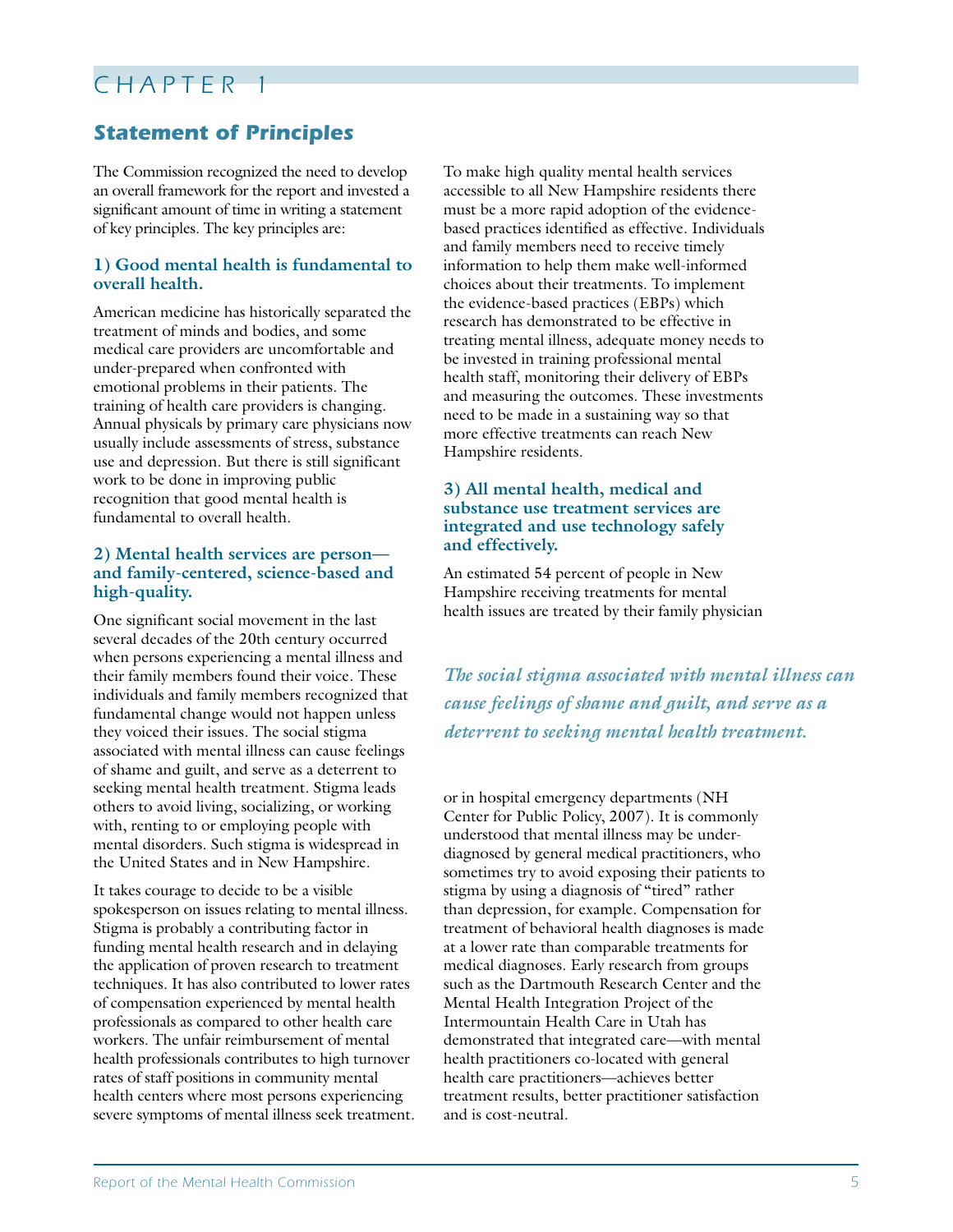# CHAPTER 1

## Statement of Principles

The Commission recognized the need to develop an overall framework for the report and invested a significant amount of time in writing a statement of key principles. The key principles are:

### 1) Good mental health is fundamental to overall health.

American medicine has historically separated the treatment of minds and bodies, and some medical care providers are uncomfortable and under-prepared when confronted with emotional problems in their patients. The training of health care providers is changing. Annual physicals by primary care physicians now usually include assessments of stress, substance use and depression. But there is still significant work to be done in improving public recognition that good mental health is fundamental to overall health.

### 2) Mental health services are person— and family-centered, science-based and high-quality.

One significant social movement in the last several decades of the 20th century occurred when persons experiencing a mental illness and their family members found their voice. These individuals and family members recognized that fundamental change would not happen unless they voiced their issues. The social stigma associated with mental illness can cause feelings of shame and guilt, and serve as a deterrent to seeking mental health treatment. Stigma leads others to avoid living, socializing, or working with, renting to or employing people with mental disorders. Such stigma is widespread in the United States and in New Hampshire.

It takes courage to decide to be a visible spokesperson on issues relating to mental illness. Stigma is probably a contributing factor in funding mental health research and in delaying the application of proven research to treatment techniques. It has also contributed to lower rates of compensation experienced by mental health professionals as compared to other health care workers. The unfair reimbursement of mental health professionals contributes to high turnover rates of staff positions in community mental health centers where most persons experiencing severe symptoms of mental illness seek treatment.

To make high quality mental health services accessible to all New Hampshire residents there must be a more rapid adoption of the evidence-based practices identified as effective. Individuals and family members need to receive timely information to help them make well-informed choices about their treatments. To implement the evidence-based practices (EBPs) which research has demonstrated to be effective in treating mental illness, adequate money needs to be invested in training professional mental health staff, monitoring their delivery of EBPs and measuring the outcomes. These investments need to be made in a sustaining way so that more effective treatments can reach New Hampshire residents.

### 3) All mental health, medical and substance use treatment services are integrated and use technology safely and effectively.

An estimated 54 percent of people in New Hampshire receiving treatments for mental health issues are treated by their family physician or in hospital emergency departments (NH Center for Public Policy, 2007). It is commonly understood that mental illness may be under-diagnosed by general medical practitioners, who sometimes try to avoid exposing their patients to stigma by using a diagnosis of "tired" rather than depression, for example. Compensation for treatment of behavioral health diagnoses is made at a lower rate than comparable treatments for medical diagnoses. Early research from groups such as the Dartmouth Research Center and the Mental Health Integration Project of the Intermountain Health Care in Utah has demonstrated that integrated care—with mental health practitioners co-located with general health care practitioners—achieves better treatment results, better practitioner satisfaction and is cost-neutral.

*The social stigma associated with mental illness can cause feelings of shame and guilt, and serve as a deterrent to seeking mental health treatment.*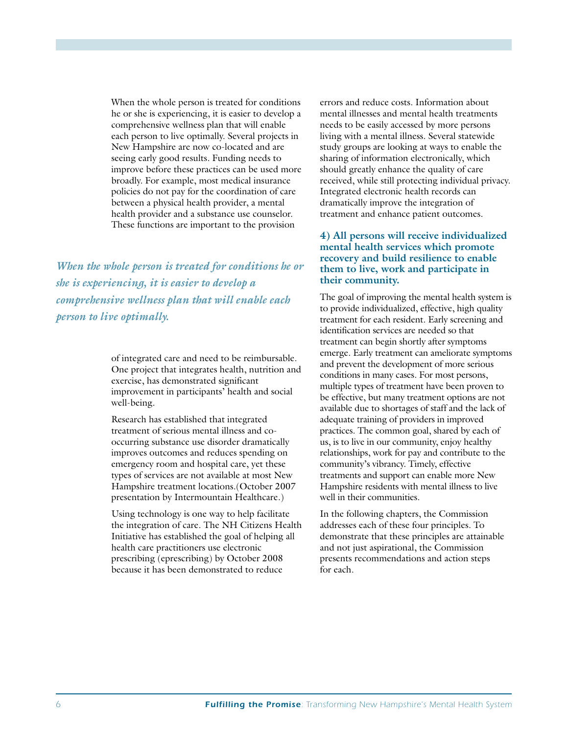When the whole person is treated for conditions he or she is experiencing, it is easier to develop a comprehensive wellness plan that will enable each person to live optimally. Several projects in New Hampshire are now co-located and are seeing early good results. Funding needs to improve before these practices can be used more broadly. For example, most medical insurance policies do not pay for the coordination of care between a physical health provider, a mental health provider and a substance use counselor. These functions are important to the provision of integrated care and need to be reimbursable. One project that integrates health, nutrition and exercise, has demonstrated significant improvement in participants' health and social well-being.

*When the whole person is treated for conditions he or she is experiencing, it is easier to develop a comprehensive wellness plan that will enable each person to live optimally.*

Research has established that integrated treatment of serious mental illness and co-occurring substance use disorder dramatically improves outcomes and reduces spending on emergency room and hospital care, yet these types of services are not available at most New Hampshire treatment locations.(October 2007 presentation by Intermountain Healthcare.)

Using technology is one way to help facilitate the integration of care. The NH Citizens Health Initiative has established the goal of helping all health care practitioners use electronic prescribing (eprescribing) by October 2008 because it has been demonstrated to reduce errors and reduce costs. Information about mental illnesses and mental health treatments needs to be easily accessed by more persons living with a mental illness. Several statewide study groups are looking at ways to enable the sharing of information electronically, which should greatly enhance the quality of care received, while still protecting individual privacy. Integrated electronic health records can dramatically improve the integration of treatment and enhance patient outcomes.

### 4) All persons will receive individualized mental health services which promote recovery and build resilience to enable them to live, work and participate in their community.

The goal of improving the mental health system is to provide individualized, effective, high quality treatment for each resident. Early screening and identification services are needed so that treatment can begin shortly after symptoms emerge. Early treatment can ameliorate symptoms and prevent the development of more serious conditions in many cases. For most persons, multiple types of treatment have been proven to be effective, but many treatment options are not available due to shortages of staff and the lack of adequate training of providers in improved practices. The common goal, shared by each of us, is to live in our community, enjoy healthy relationships, work for pay and contribute to the community's vibrancy. Timely, effective treatments and support can enable more New Hampshire residents with mental illness to live well in their communities.

In the following chapters, the Commission addresses each of these four principles. To demonstrate that these principles are attainable and not just aspirational, the Commission presents recommendations and action steps for each.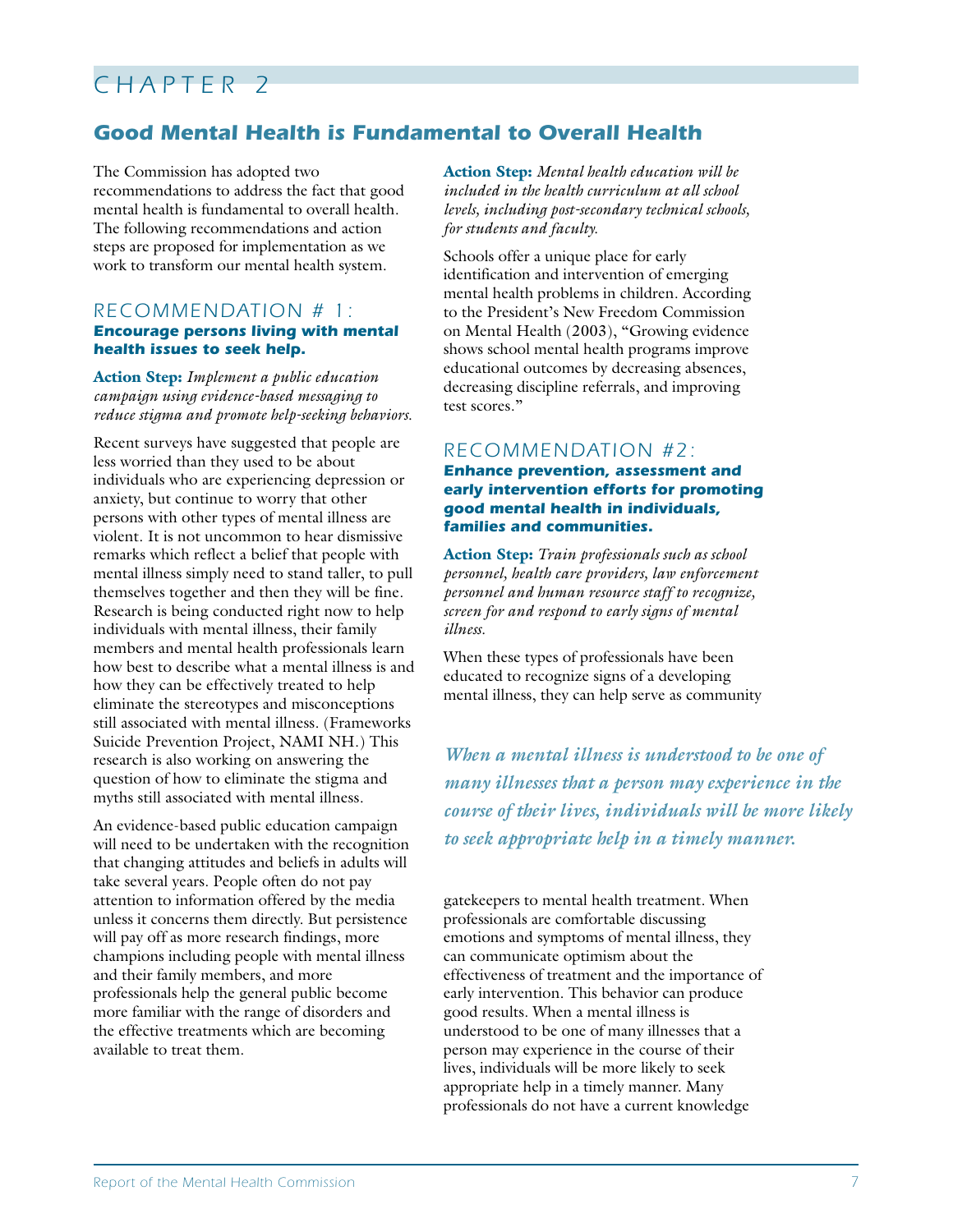# CHAPTER 2

## Good Mental Health is Fundamental to Overall Health

The Commission has adopted two recommendations to address the fact that good mental health is fundamental to overall health. The following recommendations and action steps are proposed for implementation as we work to transform our mental health system.

### RECOMMENDATION # 1: Encourage persons living with mental health issues to seek help.

**Action Step:** *Implement a public education campaign using evidence-based messaging to reduce stigma and promote help-seeking behaviors.*

Recent surveys have suggested that people are less worried than they used to be about individuals who are experiencing depression or anxiety, but continue to worry that other persons with other types of mental illness are violent. It is not uncommon to hear dismissive remarks which reflect a belief that people with mental illness simply need to stand taller, to pull themselves together and then they will be fine. Research is being conducted right now to help individuals with mental illness, their family members and mental health professionals learn how best to describe what a mental illness is and how they can be effectively treated to help eliminate the stereotypes and misconceptions still associated with mental illness. (Frameworks Suicide Prevention Project, NAMI NH.) This research is also working on answering the question of how to eliminate the stigma and myths still associated with mental illness.

An evidence-based public education campaign will need to be undertaken with the recognition that changing attitudes and beliefs in adults will take several years. People often do not pay attention to information offered by the media unless it concerns them directly. But persistence will pay off as more research findings, more champions including people with mental illness and their family members, and more professionals help the general public become more familiar with the range of disorders and the effective treatments which are becoming available to treat them.

**Action Step:** *Mental health education will be included in the health curriculum at all school levels, including post-secondary technical schools, for students and faculty.*

Schools offer a unique place for early identification and intervention of emerging mental health problems in children. According to the President's New Freedom Commission on Mental Health (2003), "Growing evidence shows school mental health programs improve educational outcomes by decreasing absences, decreasing discipline referrals, and improving test scores."

### RECOMMENDATION #2: Enhance prevention, assessment and early intervention efforts for promoting good mental health in individuals, families and communities.

**Action Step:** *Train professionals such as school personnel, health care providers, law enforcement personnel and human resource staff to recognize, screen for and respond to early signs of mental illness.*

When these types of professionals have been educated to recognize signs of a developing mental illness, they can help serve as community gatekeepers to mental health treatment. When professionals are comfortable discussing emotions and symptoms of mental illness, they can communicate optimism about the effectiveness of treatment and the importance of early intervention. This behavior can produce good results. When a mental illness is understood to be one of many illnesses that a person may experience in the course of their lives, individuals will be more likely to seek appropriate help in a timely manner. Many professionals do not have a current knowledge

*When a mental illness is understood to be one of many illnesses that a person may experience in the course of their lives, individuals will be more likely to seek appropriate help in a timely manner.*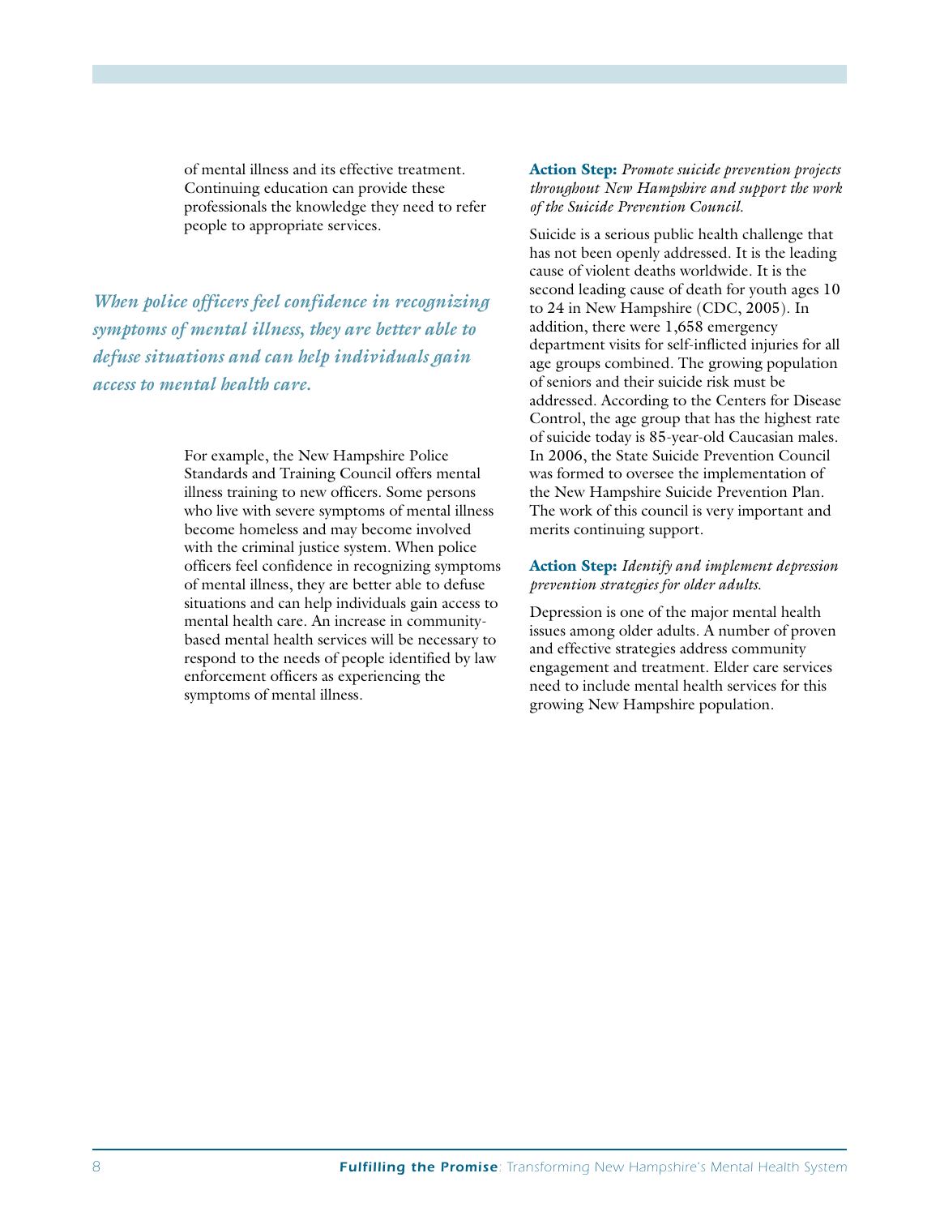of mental illness and its effective treatment. Continuing education can provide these professionals the knowledge they need to refer people to appropriate services.

***When police officers feel confidence in recognizing symptoms of mental illness, they are better able to defuse situations and can help individuals gain access to mental health care.***

For example, the New Hampshire Police Standards and Training Council offers mental illness training to new officers. Some persons who live with severe symptoms of mental illness become homeless and may become involved with the criminal justice system. When police officers feel confidence in recognizing symptoms of mental illness, they are better able to defuse situations and can help individuals gain access to mental health care. An increase in community-based mental health services will be necessary to respond to the needs of people identified by law enforcement officers as experiencing the symptoms of mental illness.

**Action Step:** *Promote suicide prevention projects throughout New Hampshire and support the work of the Suicide Prevention Council.*

Suicide is a serious public health challenge that has not been openly addressed. It is the leading cause of violent deaths worldwide. It is the second leading cause of death for youth ages 10 to 24 in New Hampshire (CDC, 2005). In addition, there were 1,658 emergency department visits for self-inflicted injuries for all age groups combined. The growing population of seniors and their suicide risk must be addressed. According to the Centers for Disease Control, the age group that has the highest rate of suicide today is 85-year-old Caucasian males. In 2006, the State Suicide Prevention Council was formed to oversee the implementation of the New Hampshire Suicide Prevention Plan. The work of this council is very important and merits continuing support.

**Action Step:** *Identify and implement depression prevention strategies for older adults.*

Depression is one of the major mental health issues among older adults. A number of proven and effective strategies address community engagement and treatment. Elder care services need to include mental health services for this growing New Hampshire population.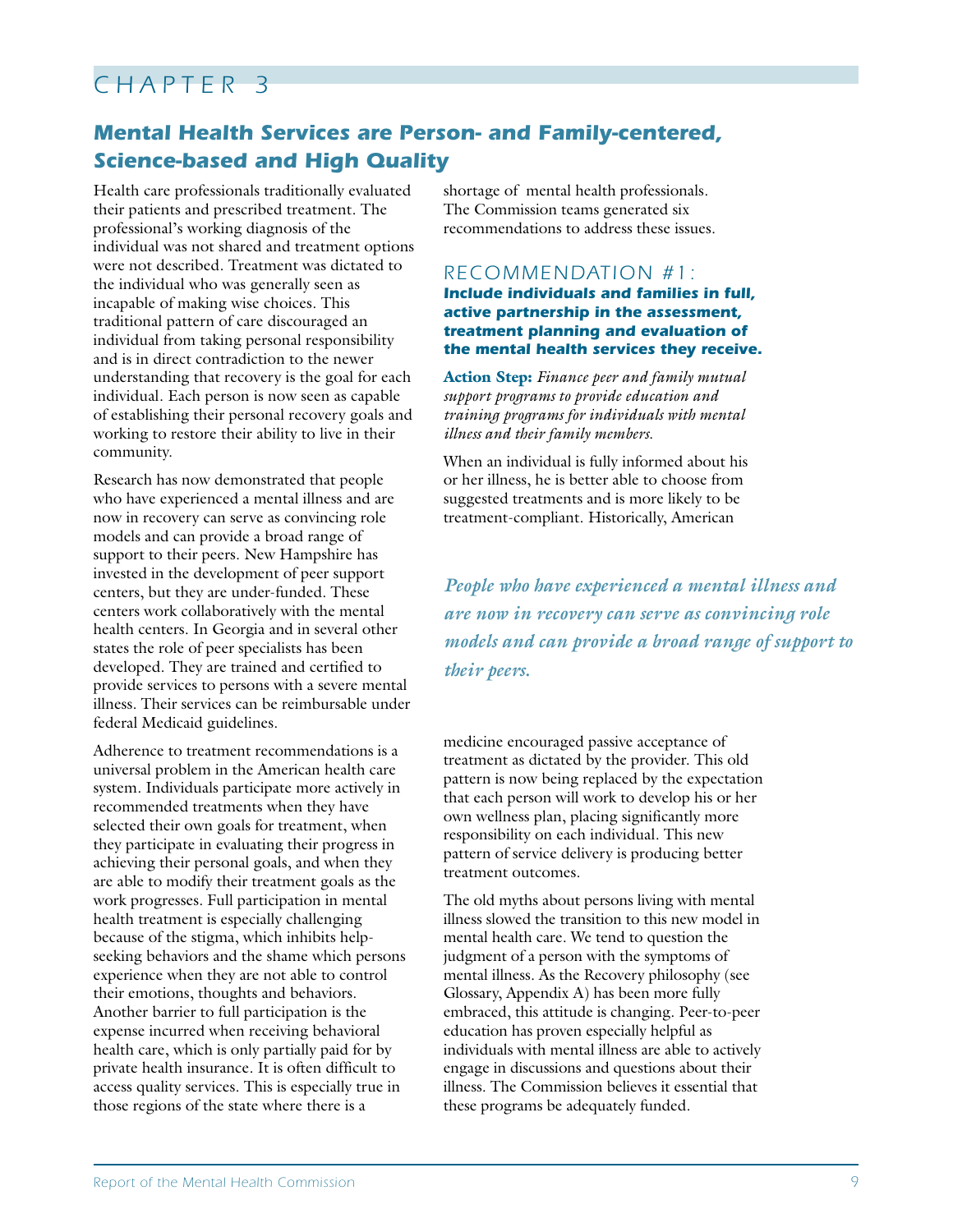# CHAPTER 3

## Mental Health Services are Person- and Family-centered, Science-based and High Quality

Health care professionals traditionally evaluated their patients and prescribed treatment. The professional's working diagnosis of the individual was not shared and treatment options were not described. Treatment was dictated to the individual who was generally seen as incapable of making wise choices. This traditional pattern of care discouraged an individual from taking personal responsibility and is in direct contradiction to the newer understanding that recovery is the goal for each individual. Each person is now seen as capable of establishing their personal recovery goals and working to restore their ability to live in their community.

Research has now demonstrated that people who have experienced a mental illness and are now in recovery can serve as convincing role models and can provide a broad range of support to their peers. New Hampshire has invested in the development of peer support centers, but they are under-funded. These centers work collaboratively with the mental health centers. In Georgia and in several other states the role of peer specialists has been developed. They are trained and certified to provide services to persons with a severe mental illness. Their services can be reimbursable under federal Medicaid guidelines.

Adherence to treatment recommendations is a universal problem in the American health care system. Individuals participate more actively in recommended treatments when they have selected their own goals for treatment, when they participate in evaluating their progress in achieving their personal goals, and when they are able to modify their treatment goals as the work progresses. Full participation in mental health treatment is especially challenging because of the stigma, which inhibits help-seeking behaviors and the shame which persons experience when they are not able to control their emotions, thoughts and behaviors. Another barrier to full participation is the expense incurred when receiving behavioral health care, which is only partially paid for by private health insurance. It is often difficult to access quality services. This is especially true in those regions of the state where there is a shortage of mental health professionals. The Commission teams generated six recommendations to address these issues.

### RECOMMENDATION #1:

**Include individuals and families in full, active partnership in the assessment, treatment planning and evaluation of the mental health services they receive.**

**Action Step:** *Finance peer and family mutual support programs to provide education and training programs for individuals with mental illness and their family members.*

When an individual is fully informed about his or her illness, he is better able to choose from suggested treatments and is more likely to be treatment-compliant. Historically, American medicine encouraged passive acceptance of treatment as dictated by the provider. This old pattern is now being replaced by the expectation that each person will work to develop his or her own wellness plan, placing significantly more responsibility on each individual. This new pattern of service delivery is producing better treatment outcomes.

*People who have experienced a mental illness and are now in recovery can serve as convincing role models and can provide a broad range of support to their peers.*

The old myths about persons living with mental illness slowed the transition to this new model in mental health care. We tend to question the judgment of a person with the symptoms of mental illness. As the Recovery philosophy (see Glossary, Appendix A) has been more fully embraced, this attitude is changing. Peer-to-peer education has proven especially helpful as individuals with mental illness are able to actively engage in discussions and questions about their illness. The Commission believes it essential that these programs be adequately funded.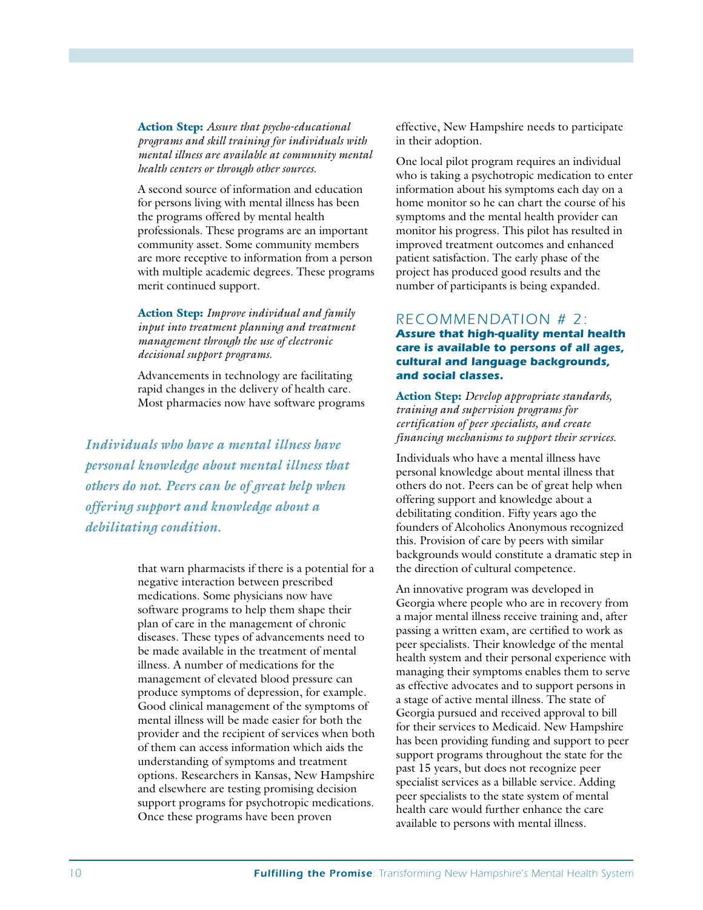**Action Step:** *Assure that psycho-educational programs and skill training for individuals with mental illness are available at community mental health centers or through other sources.*

A second source of information and education for persons living with mental illness has been the programs offered by mental health professionals. These programs are an important community asset. Some community members are more receptive to information from a person with multiple academic degrees. These programs merit continued support.

**Action Step:** *Improve individual and family input into treatment planning and treatment management through the use of electronic decisional support programs.*

Advancements in technology are facilitating rapid changes in the delivery of health care. Most pharmacies now have software programs that warn pharmacists if there is a potential for a negative interaction between prescribed medications. Some physicians now have software programs to help them shape their plan of care in the management of chronic diseases. These types of advancements need to be made available in the treatment of mental illness. A number of medications for the management of elevated blood pressure can produce symptoms of depression, for example. Good clinical management of the symptoms of mental illness will be made easier for both the provider and the recipient of services when both of them can access information which aids the understanding of symptoms and treatment options. Researchers in Kansas, New Hampshire and elsewhere are testing promising decision support programs for psychotropic medications. Once these programs have been proven effective, New Hampshire needs to participate in their adoption.

One local pilot program requires an individual who is taking a psychotropic medication to enter information about his symptoms each day on a home monitor so he can chart the course of his symptoms and the mental health provider can monitor his progress. This pilot has resulted in improved treatment outcomes and enhanced patient satisfaction. The early phase of the project has produced good results and the number of participants is being expanded.

## RECOMMENDATION # 2:

### *Assure that high-quality mental health care is available to persons of all ages, cultural and language backgrounds, and social classes.*

**Action Step:** *Develop appropriate standards, training and supervision programs for certification of peer specialists, and create financing mechanisms to support their services.*

Individuals who have a mental illness have personal knowledge about mental illness that others do not. Peers can be of great help when offering support and knowledge about a debilitating condition. Fifty years ago the founders of Alcoholics Anonymous recognized this. Provision of care by peers with similar backgrounds would constitute a dramatic step in the direction of cultural competence.

An innovative program was developed in Georgia where people who are in recovery from a major mental illness receive training and, after passing a written exam, are certified to work as peer specialists. Their knowledge of the mental health system and their personal experience with managing their symptoms enables them to serve as effective advocates and to support persons in a stage of active mental illness. The state of Georgia pursued and received approval to bill for their services to Medicaid. New Hampshire has been providing funding and support to peer support programs throughout the state for the past 15 years, but does not recognize peer specialist services as a billable service. Adding peer specialists to the state system of mental health care would further enhance the care available to persons with mental illness.

*Individuals who have a mental illness have personal knowledge about mental illness that others do not. Peers can be of great help when offering support and knowledge about a debilitating condition.*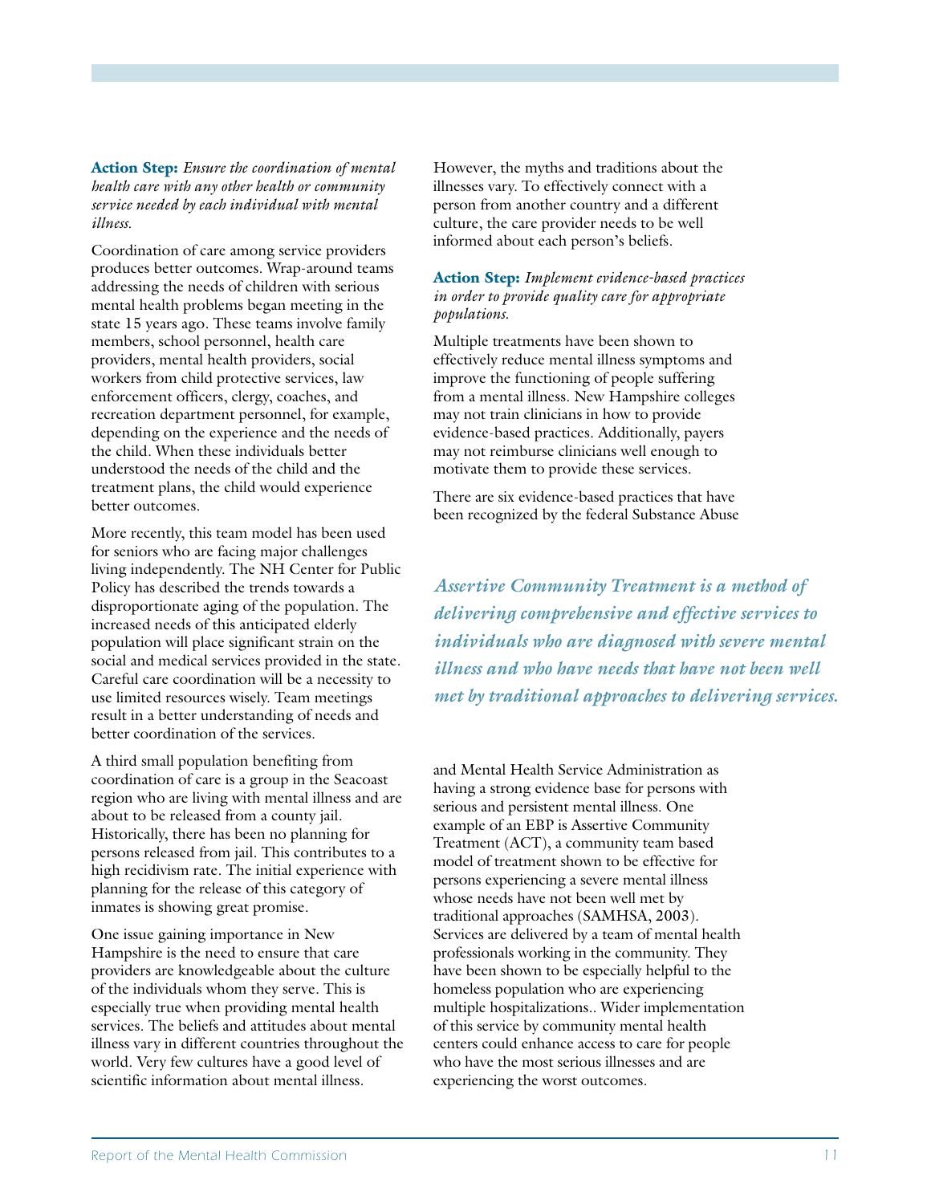**Action Step:** *Ensure the coordination of mental health care with any other health or community service needed by each individual with mental illness.*

Coordination of care among service providers produces better outcomes. Wrap-around teams addressing the needs of children with serious mental health problems began meeting in the state 15 years ago. These teams involve family members, school personnel, health care providers, mental health providers, social workers from child protective services, law enforcement officers, clergy, coaches, and recreation department personnel, for example, depending on the experience and the needs of the child. When these individuals better understood the needs of the child and the treatment plans, the child would experience better outcomes.

More recently, this team model has been used for seniors who are facing major challenges living independently. The NH Center for Public Policy has described the trends towards a disproportionate aging of the population. The increased needs of this anticipated elderly population will place significant strain on the social and medical services provided in the state. Careful care coordination will be a necessity to use limited resources wisely. Team meetings result in a better understanding of needs and better coordination of the services.

A third small population benefiting from coordination of care is a group in the Seacoast region who are living with mental illness and are about to be released from a county jail. Historically, there has been no planning for persons released from jail. This contributes to a high recidivism rate. The initial experience with planning for the release of this category of inmates is showing great promise.

One issue gaining importance in New Hampshire is the need to ensure that care providers are knowledgeable about the culture of the individuals whom they serve. This is especially true when providing mental health services. The beliefs and attitudes about mental illness vary in different countries throughout the world. Very few cultures have a good level of scientific information about mental illness. However, the myths and traditions about the illnesses vary. To effectively connect with a person from another country and a different culture, the care provider needs to be well informed about each person's beliefs.

**Action Step:** *Implement evidence-based practices in order to provide quality care for appropriate populations.*

Multiple treatments have been shown to effectively reduce mental illness symptoms and improve the functioning of people suffering from a mental illness. New Hampshire colleges may not train clinicians in how to provide evidence-based practices. Additionally, payers may not reimburse clinicians well enough to motivate them to provide these services.

There are six evidence-based practices that have been recognized by the federal Substance Abuse and Mental Health Service Administration as having a strong evidence base for persons with serious and persistent mental illness. One example of an EBP is Assertive Community Treatment (ACT), a community team based model of treatment shown to be effective for persons experiencing a severe mental illness whose needs have not been well met by traditional approaches (SAMHSA, 2003). Services are delivered by a team of mental health professionals working in the community. They have been shown to be especially helpful to the homeless population who are experiencing multiple hospitalizations.. Wider implementation of this service by community mental health centers could enhance access to care for people who have the most serious illnesses and are experiencing the worst outcomes.

> *Assertive Community Treatment is a method of delivering comprehensive and effective services to individuals who are diagnosed with severe mental illness and who have needs that have not been well met by traditional approaches to delivering services.*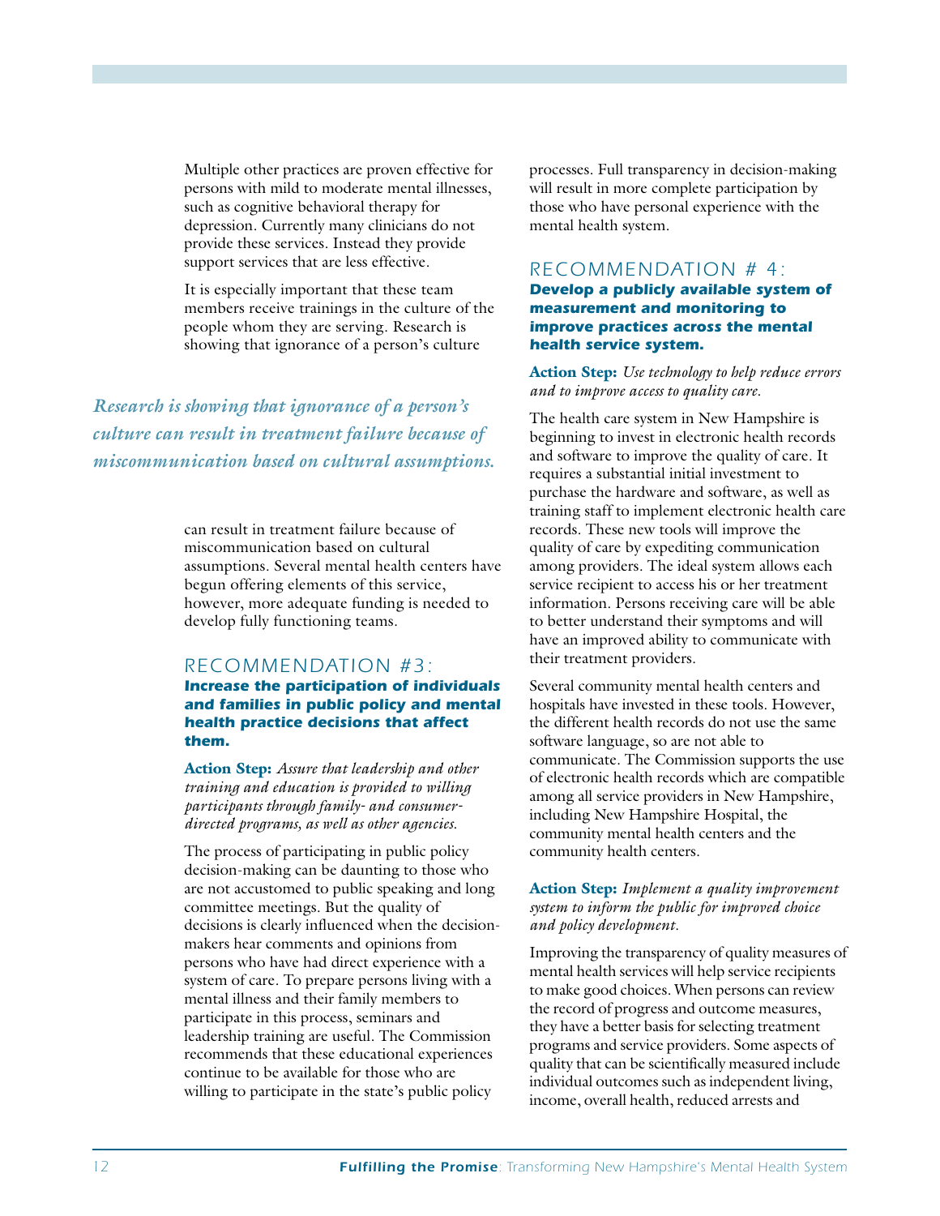Multiple other practices are proven effective for persons with mild to moderate mental illnesses, such as cognitive behavioral therapy for depression. Currently many clinicians do not provide these services. Instead they provide support services that are less effective.

It is especially important that these team members receive trainings in the culture of the people whom they are serving. Research is showing that ignorance of a person's culture can result in treatment failure because of miscommunication based on cultural assumptions. Several mental health centers have begun offering elements of this service, however, more adequate funding is needed to develop fully functioning teams.

*Research is showing that ignorance of a person's culture can result in treatment failure because of miscommunication based on cultural assumptions.*

## RECOMMENDATION #3:

### Increase the participation of individuals and families in public policy and mental health practice decisions that affect them.

**Action Step:** *Assure that leadership and other training and education is provided to willing participants through family- and consumer-directed programs, as well as other agencies.*

The process of participating in public policy decision-making can be daunting to those who are not accustomed to public speaking and long committee meetings. But the quality of decisions is clearly influenced when the decision-makers hear comments and opinions from persons who have had direct experience with a system of care. To prepare persons living with a mental illness and their family members to participate in this process, seminars and leadership training are useful. The Commission recommends that these educational experiences continue to be available for those who are willing to participate in the state's public policy processes. Full transparency in decision-making will result in more complete participation by those who have personal experience with the mental health system.

## RECOMMENDATION # 4:

### Develop a publicly available system of measurement and monitoring to improve practices across the mental health service system.

**Action Step:** *Use technology to help reduce errors and to improve access to quality care.*

The health care system in New Hampshire is beginning to invest in electronic health records and software to improve the quality of care. It requires a substantial initial investment to purchase the hardware and software, as well as training staff to implement electronic health care records. These new tools will improve the quality of care by expediting communication among providers. The ideal system allows each service recipient to access his or her treatment information. Persons receiving care will be able to better understand their symptoms and will have an improved ability to communicate with their treatment providers.

Several community mental health centers and hospitals have invested in these tools. However, the different health records do not use the same software language, so are not able to communicate. The Commission supports the use of electronic health records which are compatible among all service providers in New Hampshire, including New Hampshire Hospital, the community mental health centers and the community health centers.

**Action Step:** *Implement a quality improvement system to inform the public for improved choice and policy development.*

Improving the transparency of quality measures of mental health services will help service recipients to make good choices. When persons can review the record of progress and outcome measures, they have a better basis for selecting treatment programs and service providers. Some aspects of quality that can be scientifically measured include individual outcomes such as independent living, income, overall health, reduced arrests and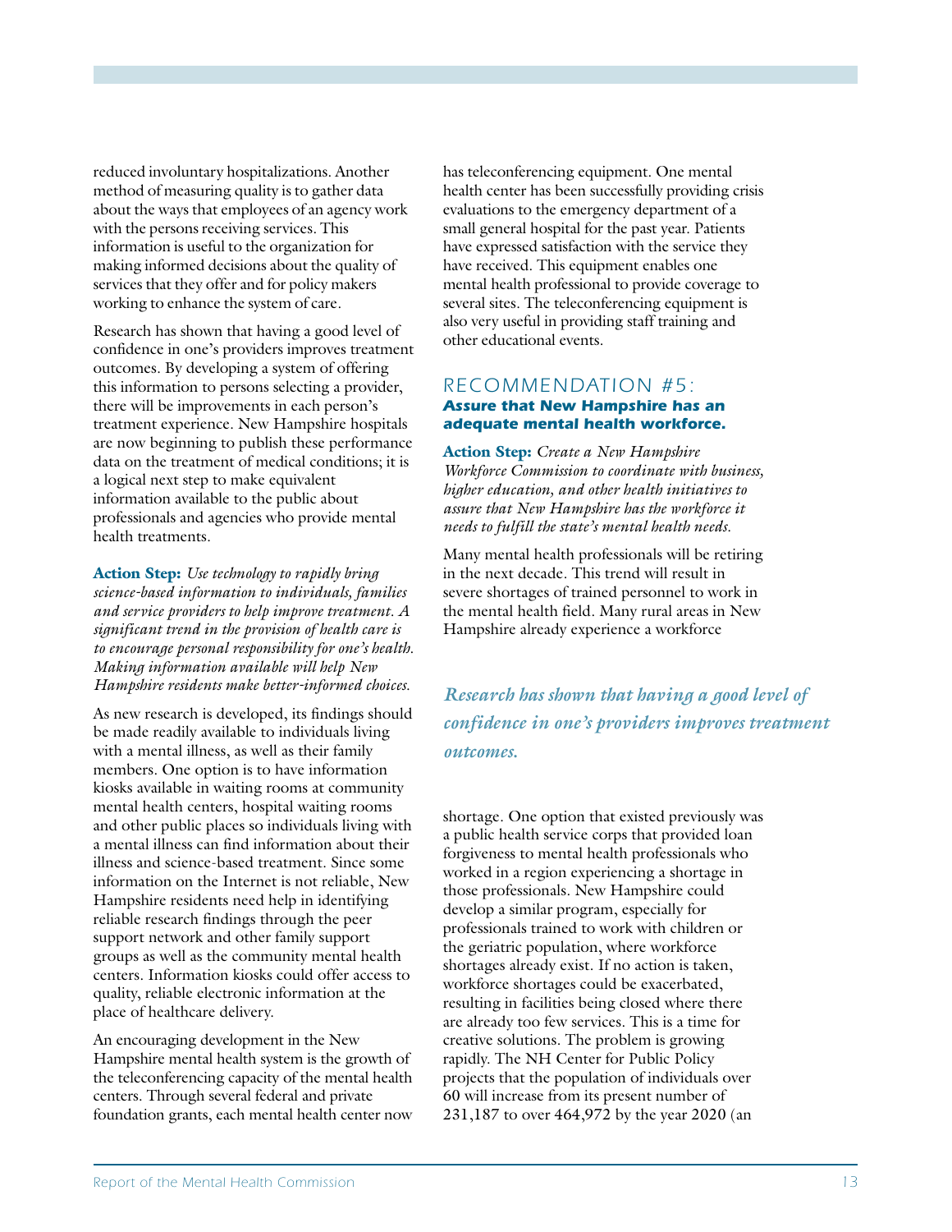reduced involuntary hospitalizations. Another method of measuring quality is to gather data about the ways that employees of an agency work with the persons receiving services. This information is useful to the organization for making informed decisions about the quality of services that they offer and for policy makers working to enhance the system of care.

Research has shown that having a good level of confidence in one's providers improves treatment outcomes. By developing a system of offering this information to persons selecting a provider, there will be improvements in each person's treatment experience. New Hampshire hospitals are now beginning to publish these performance data on the treatment of medical conditions; it is a logical next step to make equivalent information available to the public about professionals and agencies who provide mental health treatments.

**Action Step:** *Use technology to rapidly bring science-based information to individuals, families and service providers to help improve treatment. A significant trend in the provision of health care is to encourage personal responsibility for one's health. Making information available will help New Hampshire residents make better-informed choices.*

As new research is developed, its findings should be made readily available to individuals living with a mental illness, as well as their family members. One option is to have information kiosks available in waiting rooms at community mental health centers, hospital waiting rooms and other public places so individuals living with a mental illness can find information about their illness and science-based treatment. Since some information on the Internet is not reliable, New Hampshire residents need help in identifying reliable research findings through the peer support network and other family support groups as well as the community mental health centers. Information kiosks could offer access to quality, reliable electronic information at the place of healthcare delivery.

An encouraging development in the New Hampshire mental health system is the growth of the teleconferencing capacity of the mental health centers. Through several federal and private foundation grants, each mental health center now has teleconferencing equipment. One mental health center has been successfully providing crisis evaluations to the emergency department of a small general hospital for the past year. Patients have expressed satisfaction with the service they have received. This equipment enables one mental health professional to provide coverage to several sites. The teleconferencing equipment is also very useful in providing staff training and other educational events.

## RECOMMENDATION #5:
### Assure that New Hampshire has an adequate mental health workforce.

**Action Step:** *Create a New Hampshire Workforce Commission to coordinate with business, higher education, and other health initiatives to assure that New Hampshire has the workforce it needs to fulfill the state's mental health needs.*

Many mental health professionals will be retiring in the next decade. This trend will result in severe shortages of trained personnel to work in the mental health field. Many rural areas in New Hampshire already experience a workforce shortage. One option that existed previously was a public health service corps that provided loan forgiveness to mental health professionals who worked in a region experiencing a shortage in those professionals. New Hampshire could develop a similar program, especially for professionals trained to work with children or the geriatric population, where workforce shortages already exist. If no action is taken, workforce shortages could be exacerbated, resulting in facilities being closed where there are already too few services. This is a time for creative solutions. The problem is growing rapidly. The NH Center for Public Policy projects that the population of individuals over 60 will increase from its present number of 231,187 to over 464,972 by the year 2020 (an

*Research has shown that having a good level of confidence in one's providers improves treatment outcomes.*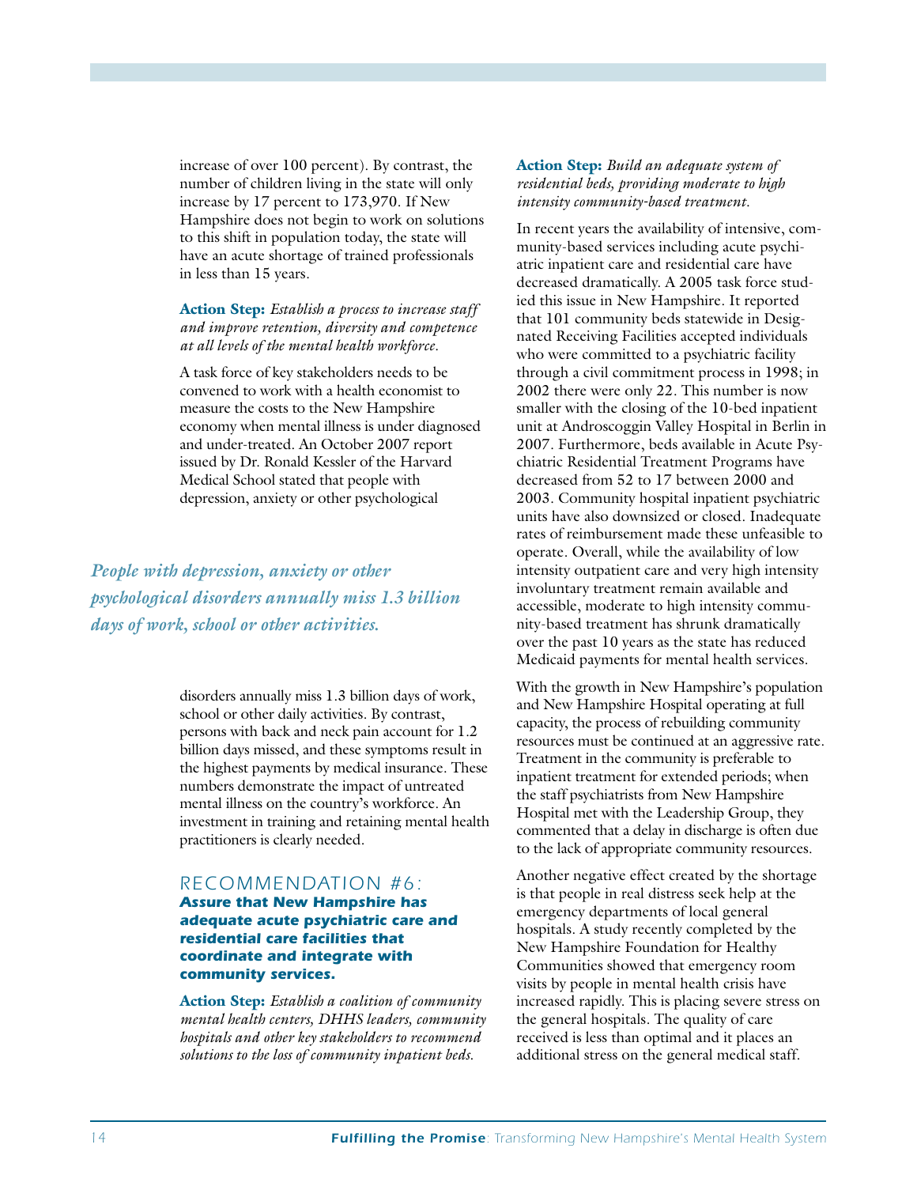increase of over 100 percent). By contrast, the number of children living in the state will only increase by 17 percent to 173,970. If New Hampshire does not begin to work on solutions to this shift in population today, the state will have an acute shortage of trained professionals in less than 15 years.

**Action Step:** *Establish a process to increase staff and improve retention, diversity and competence at all levels of the mental health workforce.*

A task force of key stakeholders needs to be convened to work with a health economist to measure the costs to the New Hampshire economy when mental illness is under diagnosed and under-treated. An October 2007 report issued by Dr. Ronald Kessler of the Harvard Medical School stated that people with depression, anxiety or other psychological disorders annually miss 1.3 billion days of work, school or other daily activities. By contrast, persons with back and neck pain account for 1.2 billion days missed, and these symptoms result in the highest payments by medical insurance. These numbers demonstrate the impact of untreated mental illness on the country's workforce. An investment in training and retaining mental health practitioners is clearly needed.

> *People with depression, anxiety or other psychological disorders annually miss 1.3 billion days of work, school or other activities.*

## RECOMMENDATION #6: Assure that New Hampshire has adequate acute psychiatric care and residential care facilities that coordinate and integrate with community services.

**Action Step:** *Establish a coalition of community mental health centers, DHHS leaders, community hospitals and other key stakeholders to recommend solutions to the loss of community inpatient beds.*

**Action Step:** *Build an adequate system of residential beds, providing moderate to high intensity community-based treatment.*

In recent years the availability of intensive, community-based services including acute psychiatric inpatient care and residential care have decreased dramatically. A 2005 task force studied this issue in New Hampshire. It reported that 101 community beds statewide in Designated Receiving Facilities accepted individuals who were committed to a psychiatric facility through a civil commitment process in 1998; in 2002 there were only 22. This number is now smaller with the closing of the 10-bed inpatient unit at Androscoggin Valley Hospital in Berlin in 2007. Furthermore, beds available in Acute Psychiatric Residential Treatment Programs have decreased from 52 to 17 between 2000 and 2003. Community hospital inpatient psychiatric units have also downsized or closed. Inadequate rates of reimbursement made these unfeasible to operate. Overall, while the availability of low intensity outpatient care and very high intensity involuntary treatment remain available and accessible, moderate to high intensity community-based treatment has shrunk dramatically over the past 10 years as the state has reduced Medicaid payments for mental health services.

With the growth in New Hampshire's population and New Hampshire Hospital operating at full capacity, the process of rebuilding community resources must be continued at an aggressive rate. Treatment in the community is preferable to inpatient treatment for extended periods; when the staff psychiatrists from New Hampshire Hospital met with the Leadership Group, they commented that a delay in discharge is often due to the lack of appropriate community resources.

Another negative effect created by the shortage is that people in real distress seek help at the emergency departments of local general hospitals. A study recently completed by the New Hampshire Foundation for Healthy Communities showed that emergency room visits by people in mental health crisis have increased rapidly. This is placing severe stress on the general hospitals. The quality of care received is less than optimal and it places an additional stress on the general medical staff.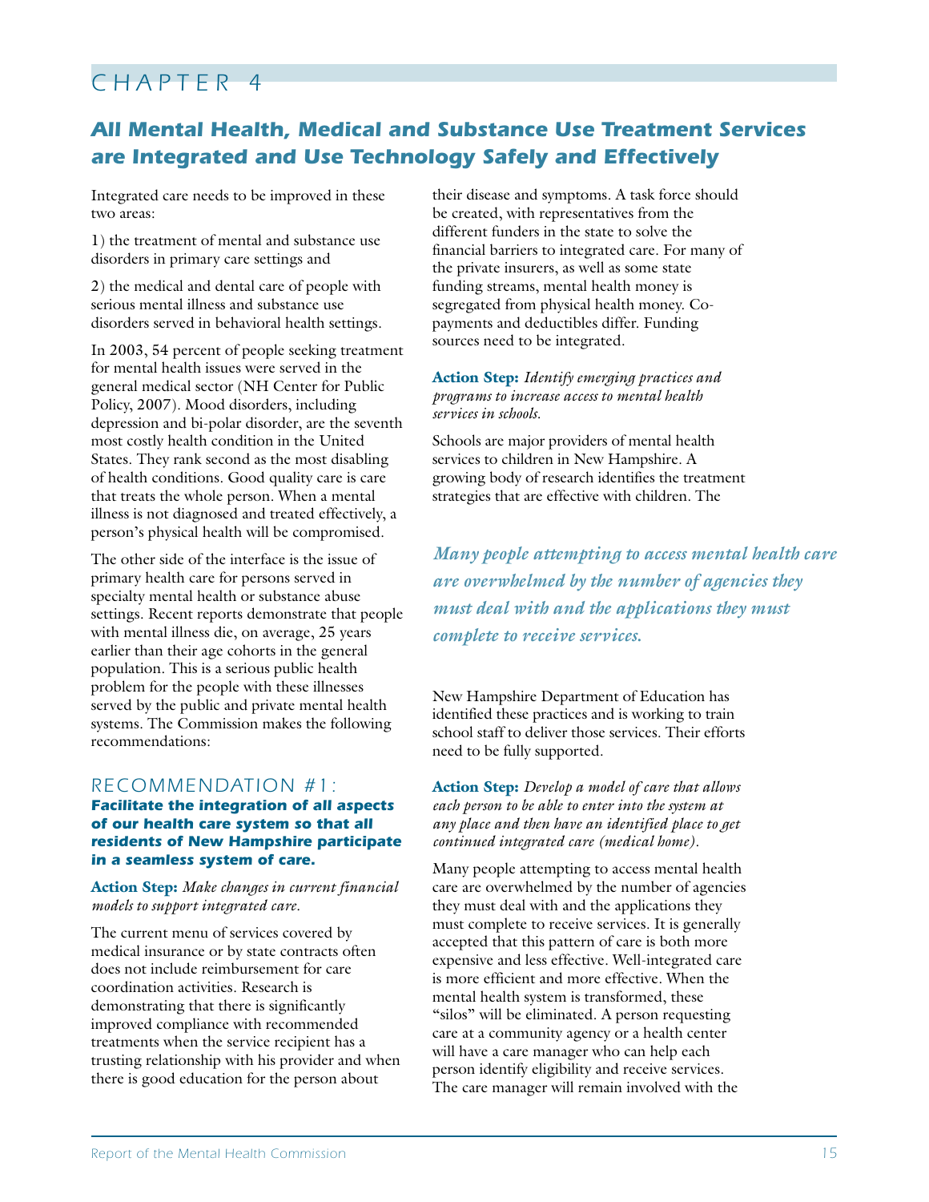# CHAPTER 4

## *All Mental Health, Medical and Substance Use Treatment Services are Integrated and Use Technology Safely and Effectively*

Integrated care needs to be improved in these two areas:

1) the treatment of mental and substance use disorders in primary care settings and

2) the medical and dental care of people with serious mental illness and substance use disorders served in behavioral health settings.

In 2003, 54 percent of people seeking treatment for mental health issues were served in the general medical sector (NH Center for Public Policy, 2007). Mood disorders, including depression and bi-polar disorder, are the seventh most costly health condition in the United States. They rank second as the most disabling of health conditions. Good quality care is care that treats the whole person. When a mental illness is not diagnosed and treated effectively, a person's physical health will be compromised.

The other side of the interface is the issue of primary health care for persons served in specialty mental health or substance abuse settings. Recent reports demonstrate that people with mental illness die, on average, 25 years earlier than their age cohorts in the general population. This is a serious public health problem for the people with these illnesses served by the public and private mental health systems. The Commission makes the following recommendations:

### RECOMMENDATION #1:
**Facilitate the integration of *all* aspects of our health care system so that *all* residents of New Hampshire participate in a seamless system of care.**

**Action Step:** *Make changes in current financial models to support integrated care.*

The current menu of services covered by medical insurance or by state contracts often does not include reimbursement for care coordination activities. Research is demonstrating that there is significantly improved compliance with recommended treatments when the service recipient has a trusting relationship with his provider and when there is good education for the person about their disease and symptoms. A task force should be created, with representatives from the different funders in the state to solve the financial barriers to integrated care. For many of the private insurers, as well as some state funding streams, mental health money is segregated from physical health money. Co-payments and deductibles differ. Funding sources need to be integrated.

**Action Step:** *Identify emerging practices and programs to increase access to mental health services in schools.*

Schools are major providers of mental health services to children in New Hampshire. A growing body of research identifies the treatment strategies that are effective with children. The New Hampshire Department of Education has identified these practices and is working to train school staff to deliver those services. Their efforts need to be fully supported.

> *Many people attempting to access mental health care are overwhelmed by the number of agencies they must deal with and the applications they must complete to receive services.*

**Action Step:** *Develop a model of care that allows each person to be able to enter into the system at any place and then have an identified place to get continued integrated care (medical home).*

Many people attempting to access mental health care are overwhelmed by the number of agencies they must deal with and the applications they must complete to receive services. It is generally accepted that this pattern of care is both more expensive and less effective. Well-integrated care is more efficient and more effective. When the mental health system is transformed, these "silos" will be eliminated. A person requesting care at a community agency or a health center will have a care manager who can help each person identify eligibility and receive services. The care manager will remain involved with the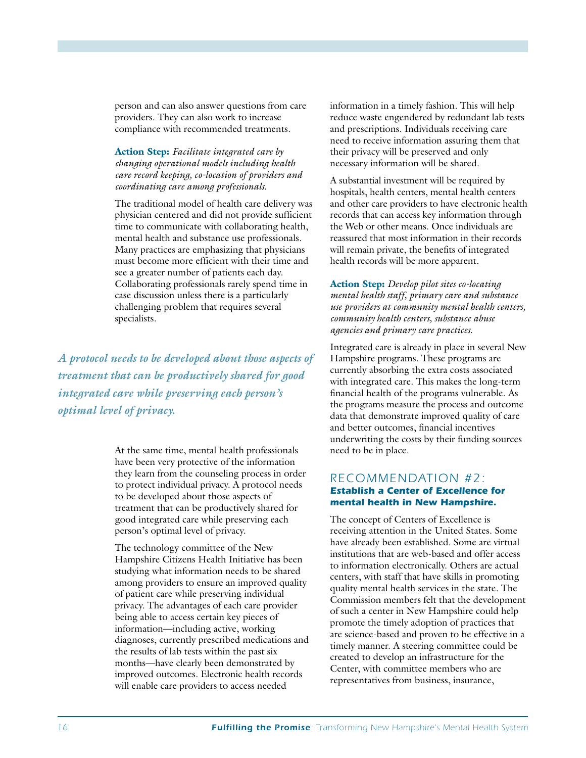person and can also answer questions from care providers. They can also work to increase compliance with recommended treatments.

**Action Step:** *Facilitate integrated care by changing operational models including health care record keeping, co-location of providers and coordinating care among professionals.*

The traditional model of health care delivery was physician centered and did not provide sufficient time to communicate with collaborating health, mental health and substance use professionals. Many practices are emphasizing that physicians must become more efficient with their time and see a greater number of patients each day. Collaborating professionals rarely spend time in case discussion unless there is a particularly challenging problem that requires several specialists.

***A protocol needs to be developed about those aspects of treatment that can be productively shared for good integrated care while preserving each person's optimal level of privacy.***

At the same time, mental health professionals have been very protective of the information they learn from the counseling process in order to protect individual privacy. A protocol needs to be developed about those aspects of treatment that can be productively shared for good integrated care while preserving each person's optimal level of privacy.

The technology committee of the New Hampshire Citizens Health Initiative has been studying what information needs to be shared among providers to ensure an improved quality of patient care while preserving individual privacy. The advantages of each care provider being able to access certain key pieces of information—including active, working diagnoses, currently prescribed medications and the results of lab tests within the past six months—have clearly been demonstrated by improved outcomes. Electronic health records will enable care providers to access needed information in a timely fashion. This will help reduce waste engendered by redundant lab tests and prescriptions. Individuals receiving care need to receive information assuring them that their privacy will be preserved and only necessary information will be shared.

A substantial investment will be required by hospitals, health centers, mental health centers and other care providers to have electronic health records that can access key information through the Web or other means. Once individuals are reassured that most information in their records will remain private, the benefits of integrated health records will be more apparent.

**Action Step:** *Develop pilot sites co-locating mental health staff, primary care and substance use providers at community mental health centers, community health centers, substance abuse agencies and primary care practices.*

Integrated care is already in place in several New Hampshire programs. These programs are currently absorbing the extra costs associated with integrated care. This makes the long-term financial health of the programs vulnerable. As the programs measure the process and outcome data that demonstrate improved quality of care and better outcomes, financial incentives underwriting the costs by their funding sources need to be in place.

## RECOMMENDATION #2: *Establish a Center of Excellence for mental health in New Hampshire.*

The concept of Centers of Excellence is receiving attention in the United States. Some have already been established. Some are virtual institutions that are web-based and offer access to information electronically. Others are actual centers, with staff that have skills in promoting quality mental health services in the state. The Commission members felt that the development of such a center in New Hampshire could help promote the timely adoption of practices that are science-based and proven to be effective in a timely manner. A steering committee could be created to develop an infrastructure for the Center, with committee members who are representatives from business, insurance,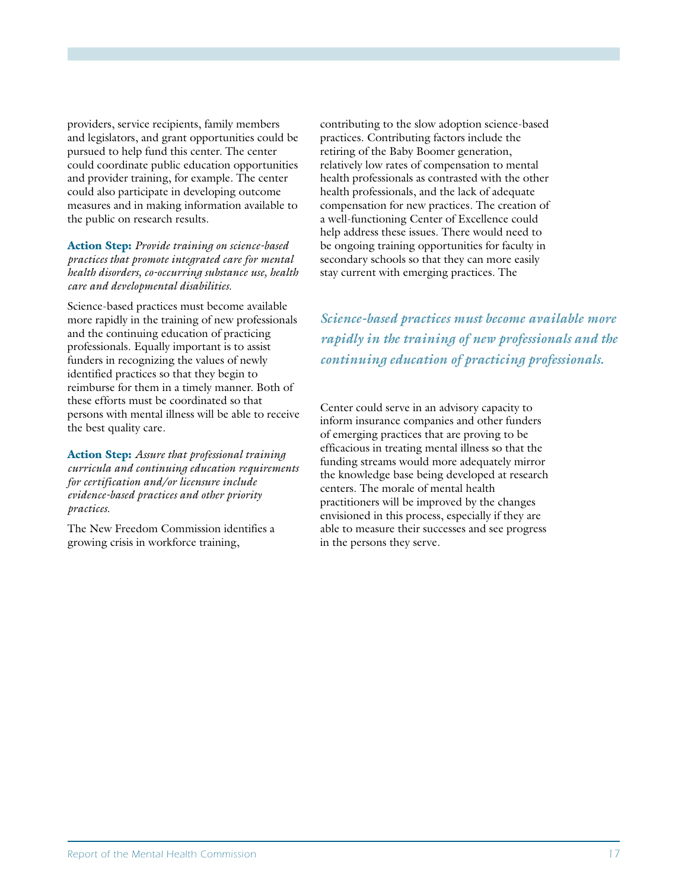providers, service recipients, family members and legislators, and grant opportunities could be pursued to help fund this center. The center could coordinate public education opportunities and provider training, for example. The center could also participate in developing outcome measures and in making information available to the public on research results.

**Action Step:** *Provide training on science-based practices that promote integrated care for mental health disorders, co-occurring substance use, health care and developmental disabilities.*

Science-based practices must become available more rapidly in the training of new professionals and the continuing education of practicing professionals. Equally important is to assist funders in recognizing the values of newly identified practices so that they begin to reimburse for them in a timely manner. Both of these efforts must be coordinated so that persons with mental illness will be able to receive the best quality care.

**Action Step:** *Assure that professional training curricula and continuing education requirements for certification and/or licensure include evidence-based practices and other priority practices.*

The New Freedom Commission identifies a growing crisis in workforce training, contributing to the slow adoption science-based practices. Contributing factors include the retiring of the Baby Boomer generation, relatively low rates of compensation to mental health professionals as contrasted with the other health professionals, and the lack of adequate compensation for new practices. The creation of a well-functioning Center of Excellence could help address these issues. There would need to be ongoing training opportunities for faculty in secondary schools so that they can more easily stay current with emerging practices. The Center could serve in an advisory capacity to inform insurance companies and other funders of emerging practices that are proving to be efficacious in treating mental illness so that the funding streams would more adequately mirror the knowledge base being developed at research centers. The morale of mental health practitioners will be improved by the changes envisioned in this process, especially if they are able to measure their successes and see progress in the persons they serve.

*Science-based practices must become available more rapidly in the training of new professionals and the continuing education of practicing professionals.*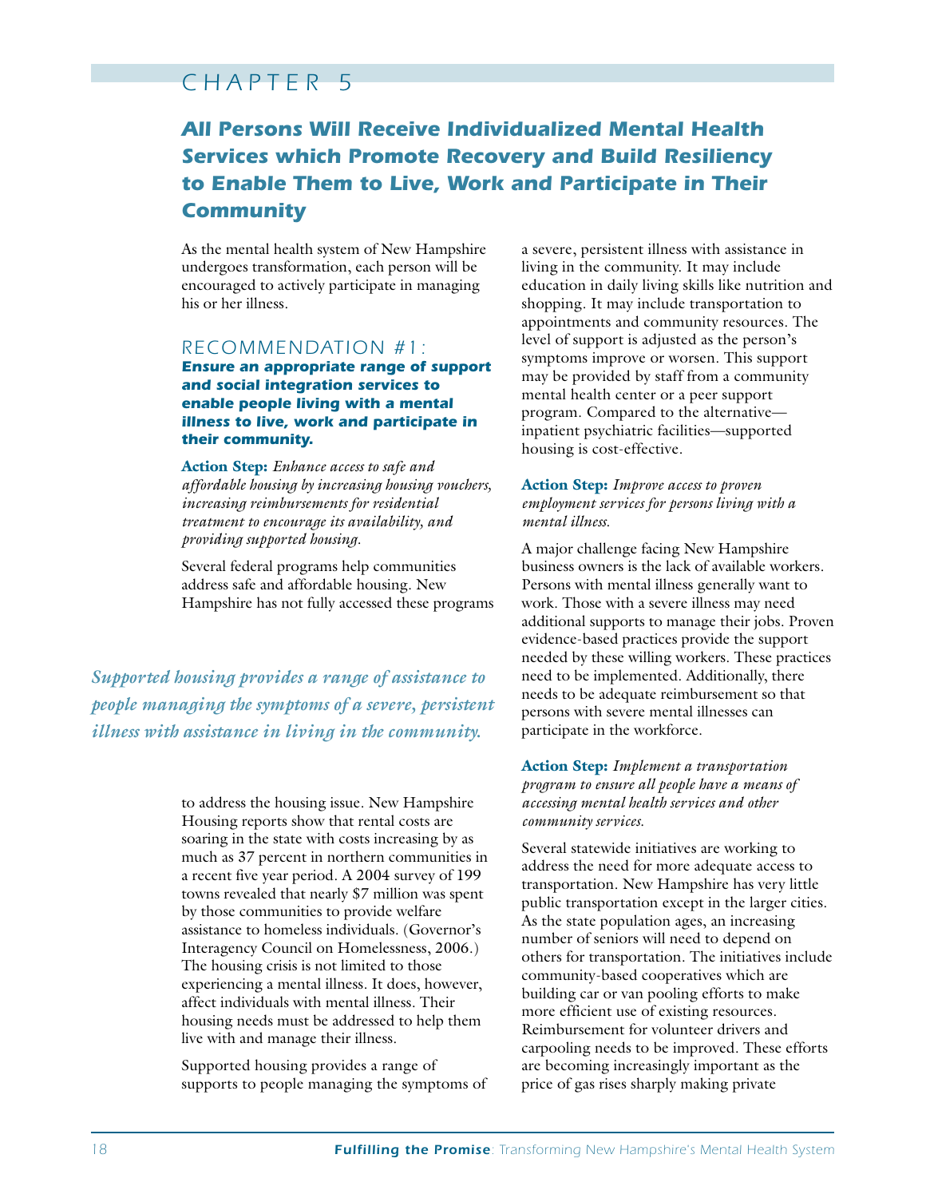# CHAPTER 5

## *All Persons Will Receive Individualized Mental Health Services which Promote Recovery and Build Resiliency to Enable Them to Live, Work and Participate in Their Community*

As the mental health system of New Hampshire undergoes transformation, each person will be encouraged to actively participate in managing his or her illness.

### RECOMMENDATION #1:

***Ensure an appropriate range of support and social integration services to enable people living with a mental illness to live, work and participate in their community.***

**Action Step:** *Enhance access to safe and affordable housing by increasing housing vouchers, increasing reimbursements for residential treatment to encourage its availability, and providing supported housing.*

Several federal programs help communities address safe and affordable housing. New Hampshire has not fully accessed these programs to address the housing issue. New Hampshire Housing reports show that rental costs are soaring in the state with costs increasing by as much as 37 percent in northern communities in a recent five year period. A 2004 survey of 199 towns revealed that nearly $7 million was spent by those communities to provide welfare assistance to homeless individuals. (Governor's Interagency Council on Homelessness, 2006.) The housing crisis is not limited to those experiencing a mental illness. It does, however, affect individuals with mental illness. Their housing needs must be addressed to help them live with and manage their illness.

*Supported housing provides a range of assistance to people managing the symptoms of a severe, persistent illness with assistance in living in the community.*

Supported housing provides a range of supports to people managing the symptoms of a severe, persistent illness with assistance in living in the community. It may include education in daily living skills like nutrition and shopping. It may include transportation to appointments and community resources. The level of support is adjusted as the person's symptoms improve or worsen. This support may be provided by staff from a community mental health center or a peer support program. Compared to the alternative—inpatient psychiatric facilities—supported housing is cost-effective.

**Action Step:** *Improve access to proven employment services for persons living with a mental illness.*

A major challenge facing New Hampshire business owners is the lack of available workers. Persons with mental illness generally want to work. Those with a severe illness may need additional supports to manage their jobs. Proven evidence-based practices provide the support needed by these willing workers. These practices need to be implemented. Additionally, there needs to be adequate reimbursement so that persons with severe mental illnesses can participate in the workforce.

**Action Step:** *Implement a transportation program to ensure all people have a means of accessing mental health services and other community services.*

Several statewide initiatives are working to address the need for more adequate access to transportation. New Hampshire has very little public transportation except in the larger cities. As the state population ages, an increasing number of seniors will need to depend on others for transportation. The initiatives include community-based cooperatives which are building car or van pooling efforts to make more efficient use of existing resources. Reimbursement for volunteer drivers and carpooling needs to be improved. These efforts are becoming increasingly important as the price of gas rises sharply making private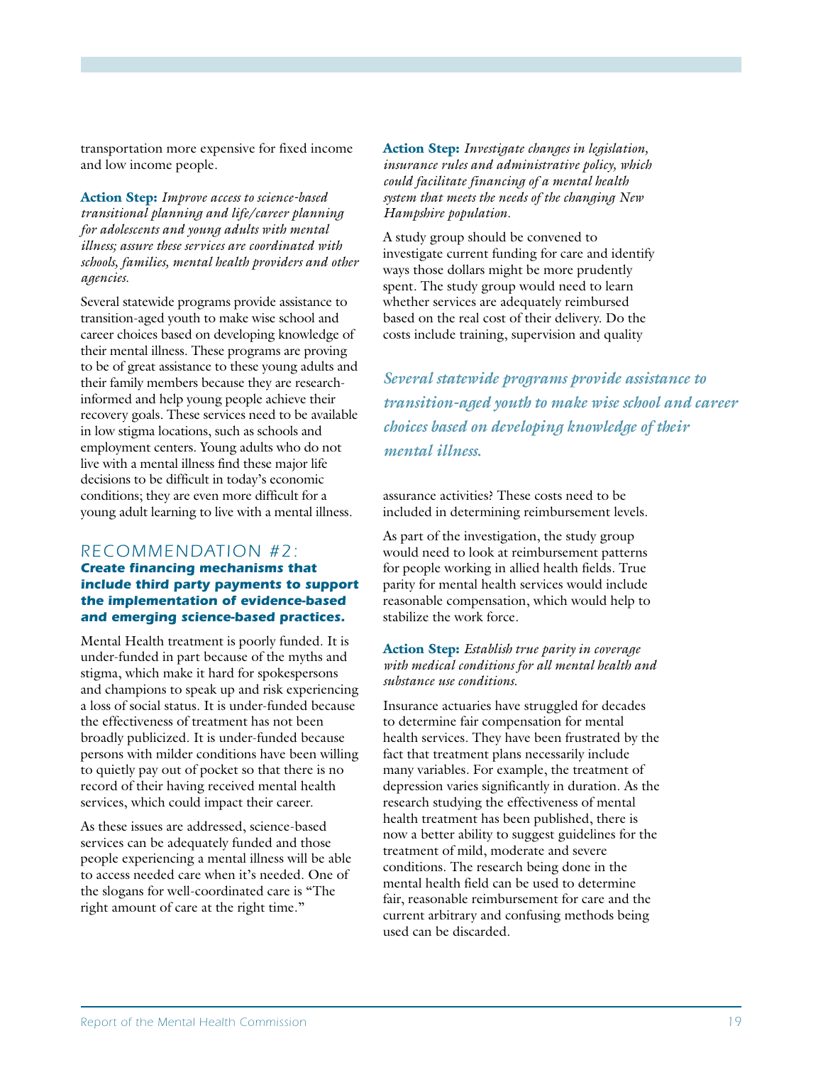transportation more expensive for fixed income and low income people.

**Action Step:** *Improve access to science-based transitional planning and life/career planning for adolescents and young adults with mental illness; assure these services are coordinated with schools, families, mental health providers and other agencies.*

Several statewide programs provide assistance to transition-aged youth to make wise school and career choices based on developing knowledge of their mental illness. These programs are proving to be of great assistance to these young adults and their family members because they are research-informed and help young people achieve their recovery goals. These services need to be available in low stigma locations, such as schools and employment centers. Young adults who do not live with a mental illness find these major life decisions to be difficult in today's economic conditions; they are even more difficult for a young adult learning to live with a mental illness.

## RECOMMENDATION #2:

### Create financing mechanisms that include third party payments to support the implementation of evidence-based and emerging science-based practices.

Mental Health treatment is poorly funded. It is under-funded in part because of the myths and stigma, which make it hard for spokespersons and champions to speak up and risk experiencing a loss of social status. It is under-funded because the effectiveness of treatment has not been broadly publicized. It is under-funded because persons with milder conditions have been willing to quietly pay out of pocket so that there is no record of their having received mental health services, which could impact their career.

As these issues are addressed, science-based services can be adequately funded and those people experiencing a mental illness will be able to access needed care when it's needed. One of the slogans for well-coordinated care is "The right amount of care at the right time."

**Action Step:** *Investigate changes in legislation, insurance rules and administrative policy, which could facilitate financing of a mental health system that meets the needs of the changing New Hampshire population.*

A study group should be convened to investigate current funding for care and identify ways those dollars might be more prudently spent. The study group would need to learn whether services are adequately reimbursed based on the real cost of their delivery. Do the costs include training, supervision and quality assurance activities? These costs need to be included in determining reimbursement levels.

*Several statewide programs provide assistance to transition-aged youth to make wise school and career choices based on developing knowledge of their mental illness.*

As part of the investigation, the study group would need to look at reimbursement patterns for people working in allied health fields. True parity for mental health services would include reasonable compensation, which would help to stabilize the work force.

**Action Step:** *Establish true parity in coverage with medical conditions for all mental health and substance use conditions.*

Insurance actuaries have struggled for decades to determine fair compensation for mental health services. They have been frustrated by the fact that treatment plans necessarily include many variables. For example, the treatment of depression varies significantly in duration. As the research studying the effectiveness of mental health treatment has been published, there is now a better ability to suggest guidelines for the treatment of mild, moderate and severe conditions. The research being done in the mental health field can be used to determine fair, reasonable reimbursement for care and the current arbitrary and confusing methods being used can be discarded.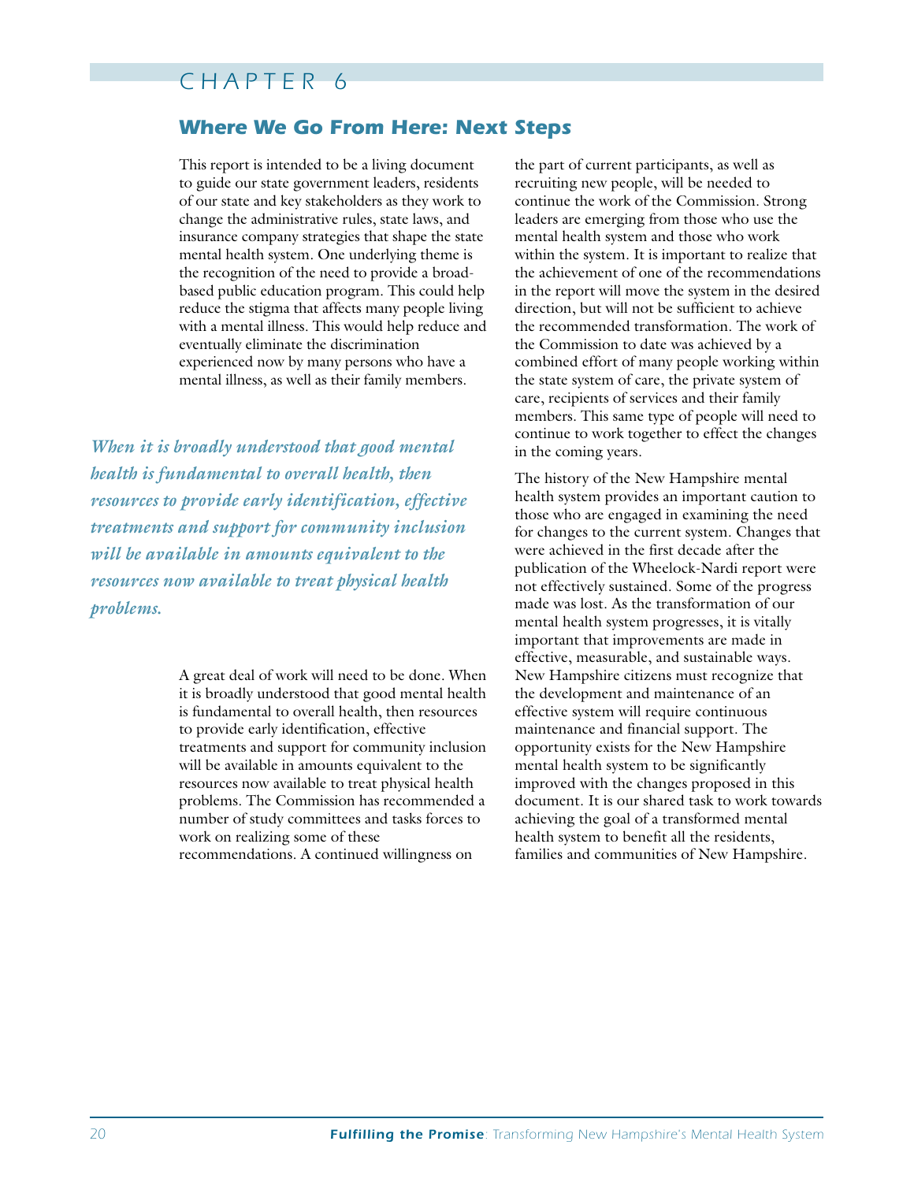# CHAPTER 6

## Where We Go From Here: Next Steps

This report is intended to be a living document to guide our state government leaders, residents of our state and key stakeholders as they work to change the administrative rules, state laws, and insurance company strategies that shape the state mental health system. One underlying theme is the recognition of the need to provide a broad-based public education program. This could help reduce the stigma that affects many people living with a mental illness. This would help reduce and eventually eliminate the discrimination experienced now by many persons who have a mental illness, as well as their family members.

*When it is broadly understood that good mental health is fundamental to overall health, then resources to provide early identification, effective treatments and support for community inclusion will be available in amounts equivalent to the resources now available to treat physical health problems.*

A great deal of work will need to be done. When it is broadly understood that good mental health is fundamental to overall health, then resources to provide early identification, effective treatments and support for community inclusion will be available in amounts equivalent to the resources now available to treat physical health problems. The Commission has recommended a number of study committees and tasks forces to work on realizing some of these recommendations. A continued willingness on the part of current participants, as well as recruiting new people, will be needed to continue the work of the Commission. Strong leaders are emerging from those who use the mental health system and those who work within the system. It is important to realize that the achievement of one of the recommendations in the report will move the system in the desired direction, but will not be sufficient to achieve the recommended transformation. The work of the Commission to date was achieved by a combined effort of many people working within the state system of care, the private system of care, recipients of services and their family members. This same type of people will need to continue to work together to effect the changes in the coming years.

The history of the New Hampshire mental health system provides an important caution to those who are engaged in examining the need for changes to the current system. Changes that were achieved in the first decade after the publication of the Wheelock-Nardi report were not effectively sustained. Some of the progress made was lost. As the transformation of our mental health system progresses, it is vitally important that improvements are made in effective, measurable, and sustainable ways. New Hampshire citizens must recognize that the development and maintenance of an effective system will require continuous maintenance and financial support. The opportunity exists for the New Hampshire mental health system to be significantly improved with the changes proposed in this document. It is our shared task to work towards achieving the goal of a transformed mental health system to benefit all the residents, families and communities of New Hampshire.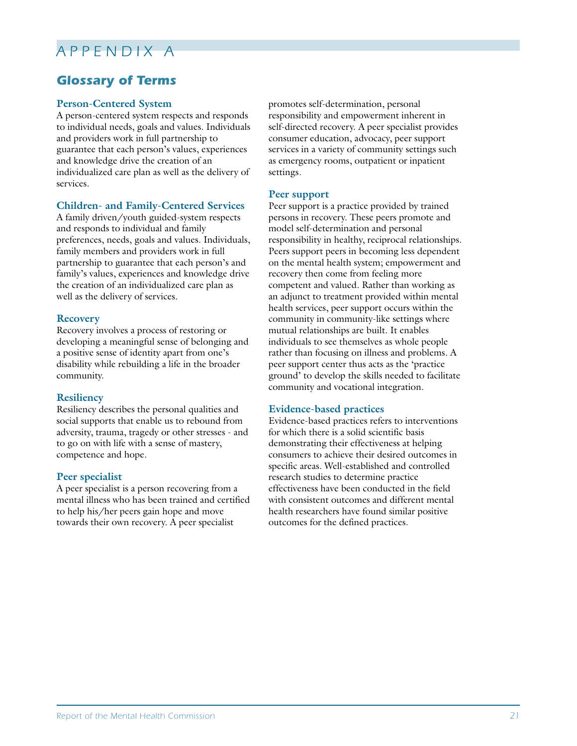# APPENDIX A

## Glossary of Terms

### Person-Centered System

A person-centered system respects and responds to individual needs, goals and values. Individuals and providers work in full partnership to guarantee that each person's values, experiences and knowledge drive the creation of an individualized care plan as well as the delivery of services.

### Children- and Family-Centered Services

A family driven/youth guided-system respects and responds to individual and family preferences, needs, goals and values. Individuals, family members and providers work in full partnership to guarantee that each person's and family's values, experiences and knowledge drive the creation of an individualized care plan as well as the delivery of services.

### Recovery

Recovery involves a process of restoring or developing a meaningful sense of belonging and a positive sense of identity apart from one's disability while rebuilding a life in the broader community.

### Resiliency

Resiliency describes the personal qualities and social supports that enable us to rebound from adversity, trauma, tragedy or other stresses - and to go on with life with a sense of mastery, competence and hope.

### Peer specialist

A peer specialist is a person recovering from a mental illness who has been trained and certified to help his/her peers gain hope and move towards their own recovery. A peer specialist promotes self-determination, personal responsibility and empowerment inherent in self-directed recovery. A peer specialist provides consumer education, advocacy, peer support services in a variety of community settings such as emergency rooms, outpatient or inpatient settings.

### Peer support

Peer support is a practice provided by trained persons in recovery. These peers promote and model self-determination and personal responsibility in healthy, reciprocal relationships. Peers support peers in becoming less dependent on the mental health system; empowerment and recovery then come from feeling more competent and valued. Rather than working as an adjunct to treatment provided within mental health services, peer support occurs within the community in community-like settings where mutual relationships are built. It enables individuals to see themselves as whole people rather than focusing on illness and problems. A peer support center thus acts as the 'practice ground' to develop the skills needed to facilitate community and vocational integration.

### Evidence-based practices

Evidence-based practices refers to interventions for which there is a solid scientific basis demonstrating their effectiveness at helping consumers to achieve their desired outcomes in specific areas. Well-established and controlled research studies to determine practice effectiveness have been conducted in the field with consistent outcomes and different mental health researchers have found similar positive outcomes for the defined practices.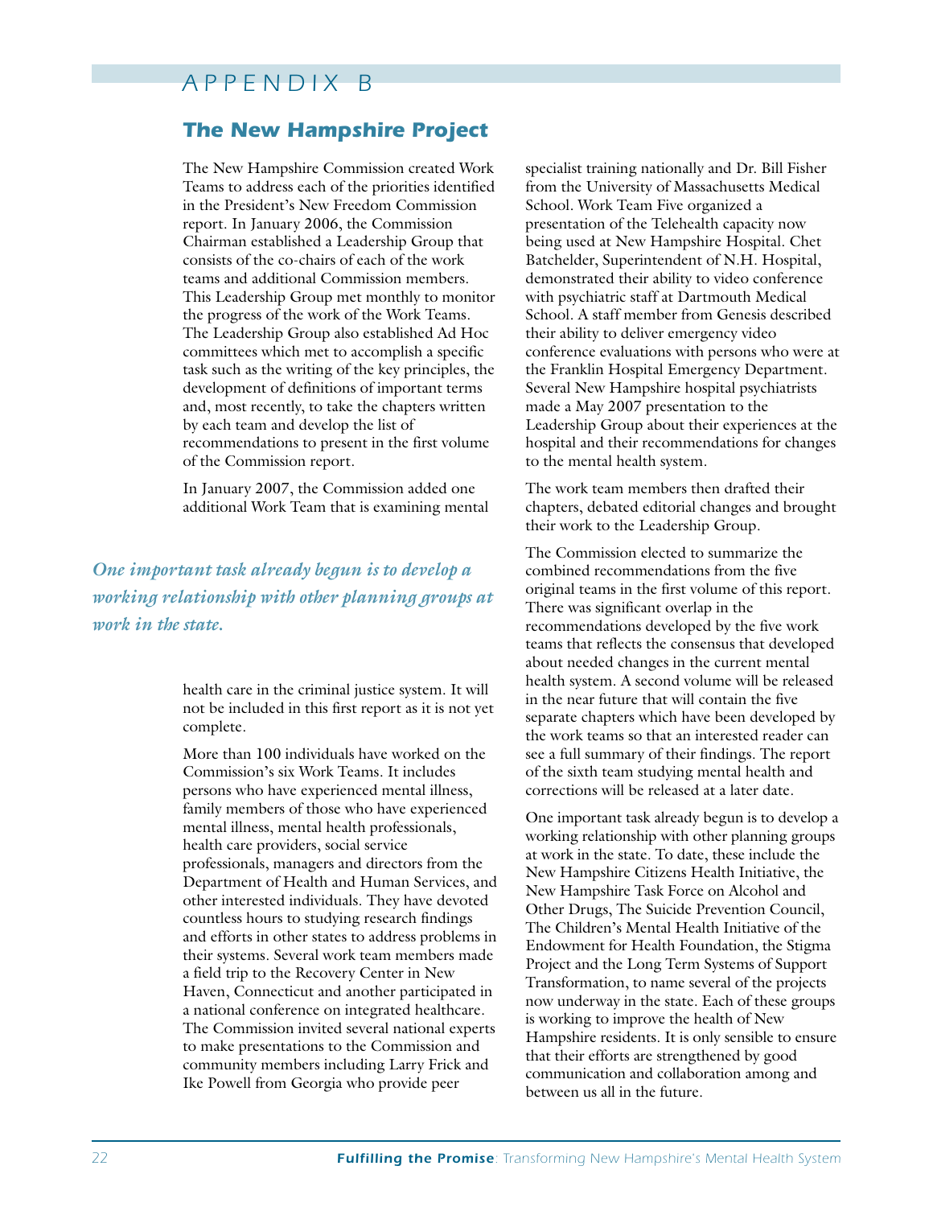# APPENDIX B

## The New Hampshire Project

The New Hampshire Commission created Work Teams to address each of the priorities identified in the President's New Freedom Commission report. In January 2006, the Commission Chairman established a Leadership Group that consists of the co-chairs of each of the work teams and additional Commission members. This Leadership Group met monthly to monitor the progress of the work of the Work Teams. The Leadership Group also established Ad Hoc committees which met to accomplish a specific task such as the writing of the key principles, the development of definitions of important terms and, most recently, to take the chapters written by each team and develop the list of recommendations to present in the first volume of the Commission report.

In January 2007, the Commission added one additional Work Team that is examining mental health care in the criminal justice system. It will not be included in this first report as it is not yet complete.

*One important task already begun is to develop a working relationship with other planning groups at work in the state.*

More than 100 individuals have worked on the Commission's six Work Teams. It includes persons who have experienced mental illness, family members of those who have experienced mental illness, mental health professionals, health care providers, social service professionals, managers and directors from the Department of Health and Human Services, and other interested individuals. They have devoted countless hours to studying research findings and efforts in other states to address problems in their systems. Several work team members made a field trip to the Recovery Center in New Haven, Connecticut and another participated in a national conference on integrated healthcare. The Commission invited several national experts to make presentations to the Commission and community members including Larry Frick and Ike Powell from Georgia who provide peer specialist training nationally and Dr. Bill Fisher from the University of Massachusetts Medical School. Work Team Five organized a presentation of the Telehealth capacity now being used at New Hampshire Hospital. Chet Batchelder, Superintendent of N.H. Hospital, demonstrated their ability to video conference with psychiatric staff at Dartmouth Medical School. A staff member from Genesis described their ability to deliver emergency video conference evaluations with persons who were at the Franklin Hospital Emergency Department. Several New Hampshire hospital psychiatrists made a May 2007 presentation to the Leadership Group about their experiences at the hospital and their recommendations for changes to the mental health system.

The work team members then drafted their chapters, debated editorial changes and brought their work to the Leadership Group.

The Commission elected to summarize the combined recommendations from the five original teams in the first volume of this report. There was significant overlap in the recommendations developed by the five work teams that reflects the consensus that developed about needed changes in the current mental health system. A second volume will be released in the near future that will contain the five separate chapters which have been developed by the work teams so that an interested reader can see a full summary of their findings. The report of the sixth team studying mental health and corrections will be released at a later date.

One important task already begun is to develop a working relationship with other planning groups at work in the state. To date, these include the New Hampshire Citizens Health Initiative, the New Hampshire Task Force on Alcohol and Other Drugs, The Suicide Prevention Council, The Children's Mental Health Initiative of the Endowment for Health Foundation, the Stigma Project and the Long Term Systems of Support Transformation, to name several of the projects now underway in the state. Each of these groups is working to improve the health of New Hampshire residents. It is only sensible to ensure that their efforts are strengthened by good communication and collaboration among and between us all in the future.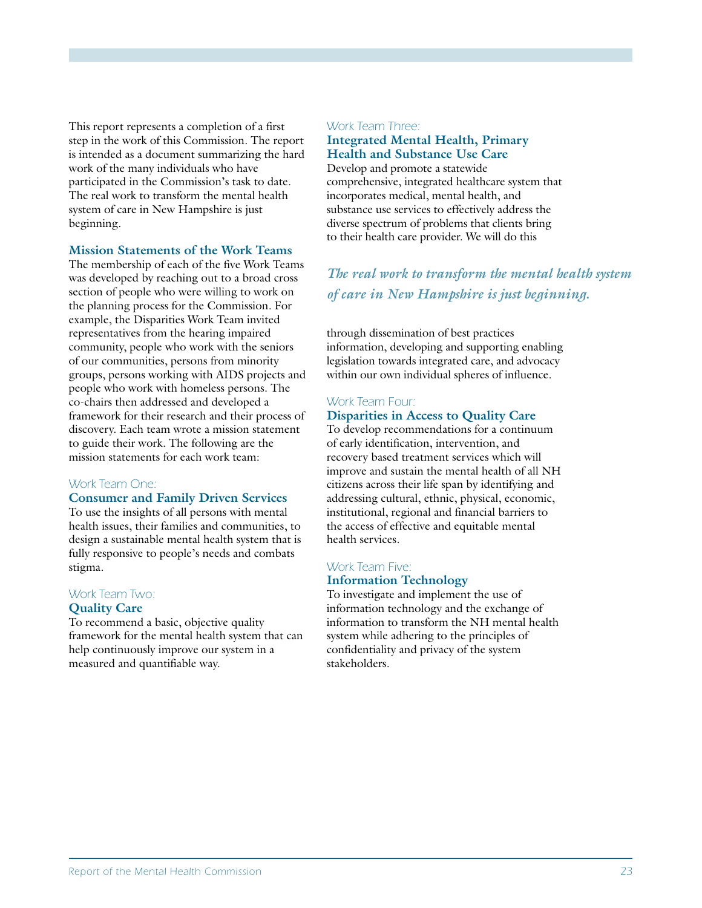This report represents a completion of a first step in the work of this Commission. The report is intended as a document summarizing the hard work of the many individuals who have participated in the Commission's task to date. The real work to transform the mental health system of care in New Hampshire is just beginning.

## Mission Statements of the Work Teams

The membership of each of the five Work Teams was developed by reaching out to a broad cross section of people who were willing to work on the planning process for the Commission. For example, the Disparities Work Team invited representatives from the hearing impaired community, people who work with the seniors of our communities, persons from minority groups, persons working with AIDS projects and people who work with homeless persons. The co-chairs then addressed and developed a framework for their research and their process of discovery. Each team wrote a mission statement to guide their work. The following are the mission statements for each work team:

### Work Team One: Consumer and Family Driven Services

To use the insights of all persons with mental health issues, their families and communities, to design a sustainable mental health system that is fully responsive to people's needs and combats stigma.

### Work Team Two: Quality Care

To recommend a basic, objective quality framework for the mental health system that can help continuously improve our system in a measured and quantifiable way.

### Work Team Three: Integrated Mental Health, Primary Health and Substance Use Care

Develop and promote a statewide comprehensive, integrated healthcare system that incorporates medical, mental health, and substance use services to effectively address the diverse spectrum of problems that clients bring to their health care provider. We will do this through dissemination of best practices information, developing and supporting enabling legislation towards integrated care, and advocacy within our own individual spheres of influence.

*The real work to transform the mental health system of care in New Hampshire is just beginning.*

### Work Team Four: Disparities in Access to Quality Care

To develop recommendations for a continuum of early identification, intervention, and recovery based treatment services which will improve and sustain the mental health of all NH citizens across their life span by identifying and addressing cultural, ethnic, physical, economic, institutional, regional and financial barriers to the access of effective and equitable mental health services.

### Work Team Five: Information Technology

To investigate and implement the use of information technology and the exchange of information to transform the NH mental health system while adhering to the principles of confidentiality and privacy of the system stakeholders.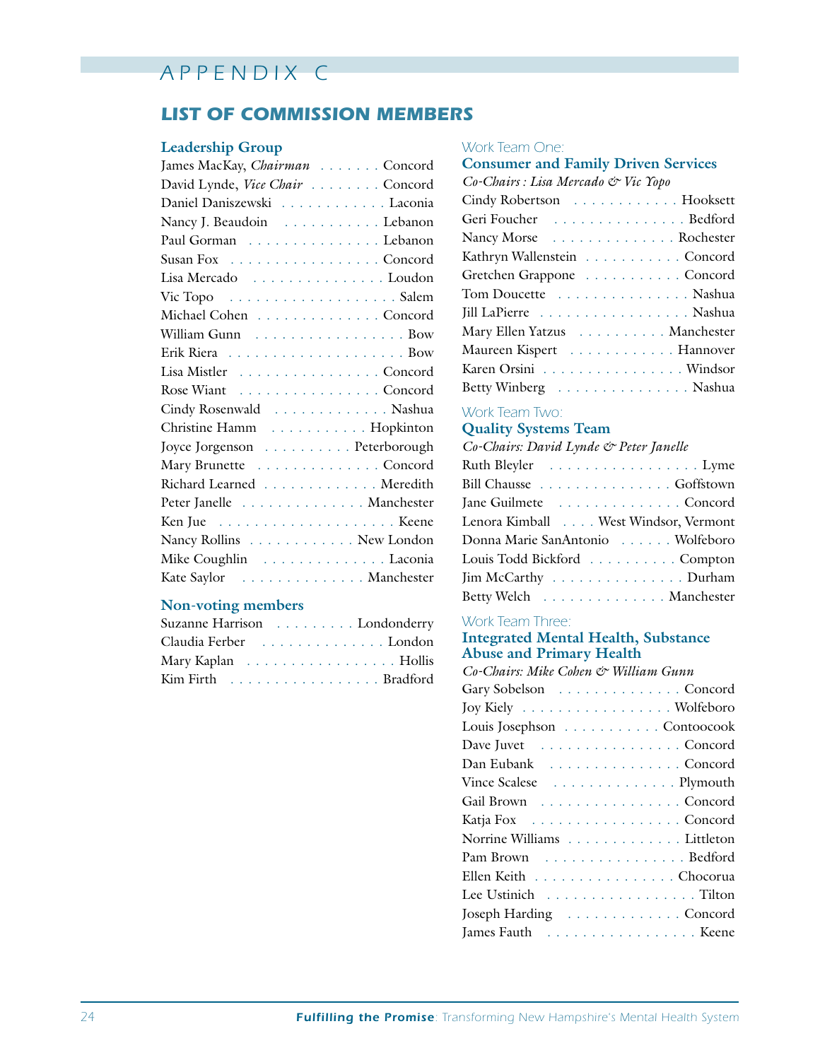# APPENDIX C

## LIST OF COMMISSION MEMBERS

### Leadership Group

James MacKay, *Chairman* . . . . . . . Concord
David Lynde, *Vice Chair* . . . . . . . . Concord
Daniel Daniszewski . . . . . . . . . . . . Laconia
Nancy J. Beaudoin . . . . . . . . . . . Lebanon
Paul Gorman . . . . . . . . . . . . . . . Lebanon
Susan Fox . . . . . . . . . . . . . . . . . Concord
Lisa Mercado . . . . . . . . . . . . . . . Loudon
Vic Topo . . . . . . . . . . . . . . . . . . . Salem
Michael Cohen . . . . . . . . . . . . . . Concord
William Gunn . . . . . . . . . . . . . . . . . Bow
Erik Riera . . . . . . . . . . . . . . . . . . . . Bow
Lisa Mistler . . . . . . . . . . . . . . . . Concord
Rose Wiant . . . . . . . . . . . . . . . . Concord
Cindy Rosenwald . . . . . . . . . . . . . Nashua
Christine Hamm . . . . . . . . . . . Hopkinton
Joyce Jorgenson . . . . . . . . . . Peterborough
Mary Brunette . . . . . . . . . . . . . . Concord
Richard Learned . . . . . . . . . . . . . Meredith
Peter Janelle . . . . . . . . . . . . . Manchester
Ken Jue . . . . . . . . . . . . . . . . . . . . Keene
Nancy Rollins . . . . . . . . . . . . New London
Mike Coughlin . . . . . . . . . . . . . . Laconia
Kate Saylor . . . . . . . . . . . . . . Manchester

### Non-voting members

Suzanne Harrison . . . . . . . . . Londonderry
Claudia Ferber . . . . . . . . . . . . . . London
Mary Kaplan . . . . . . . . . . . . . . . . . Hollis
Kim Firth . . . . . . . . . . . . . . . . . Bradford

### Work Team One: Consumer and Family Driven Services

*Co-Chairs : Lisa Mercado & Vic Yopo*

Cindy Robertson . . . . . . . . . . . . Hooksett
Geri Foucher . . . . . . . . . . . . . . . Bedford
Nancy Morse . . . . . . . . . . . . . . Rochester
Kathryn Wallenstein . . . . . . . . . . . Concord
Gretchen Grappone . . . . . . . . . . . Concord
Tom Doucette . . . . . . . . . . . . . . . Nashua
Jill LaPierre . . . . . . . . . . . . . . . . . Nashua
Mary Ellen Yatzus . . . . . . . . . . Manchester
Maureen Kispert . . . . . . . . . . . . Hannover
Karen Orsini . . . . . . . . . . . . . . . . Windsor
Betty Winberg . . . . . . . . . . . . . . . Nashua

### Work Team Two: Quality Systems Team

*Co-Chairs: David Lynde & Peter Janelle*

Ruth Bleyler . . . . . . . . . . . . . . . . . . Lyme
Bill Chausse . . . . . . . . . . . . . . . Goffstown
Jane Guilmete . . . . . . . . . . . . . . Concord
Lenora Kimball . . . . West Windsor, Vermont
Donna Marie SanAntonio . . . . . . Wolfeboro
Louis Todd Bickford . . . . . . . . . . Compton
Jim McCarthy . . . . . . . . . . . . . . . Durham
Betty Welch . . . . . . . . . . . . . . Manchester

### Work Team Three: Integrated Mental Health, Substance Abuse and Primary Health

*Co-Chairs: Mike Cohen & William Gunn*

Gary Sobelson . . . . . . . . . . . . . . Concord
Joy Kiely . . . . . . . . . . . . . . . . . Wolfeboro
Louis Josephson . . . . . . . . . . . Contoocook
Dave Juvet . . . . . . . . . . . . . . . . . Concord
Dan Eubank . . . . . . . . . . . . . . . . Concord
Vince Scalese . . . . . . . . . . . . . . Plymouth
Gail Brown . . . . . . . . . . . . . . . . . Concord
Katja Fox . . . . . . . . . . . . . . . . . . Concord
Norrine Williams . . . . . . . . . . . . . Littleton
Pam Brown . . . . . . . . . . . . . . . . . Bedford
Ellen Keith . . . . . . . . . . . . . . . . Chocorua
Lee Ustinich . . . . . . . . . . . . . . . . . . Tilton
Joseph Harding . . . . . . . . . . . . . . Concord
James Fauth . . . . . . . . . . . . . . . . . . Keene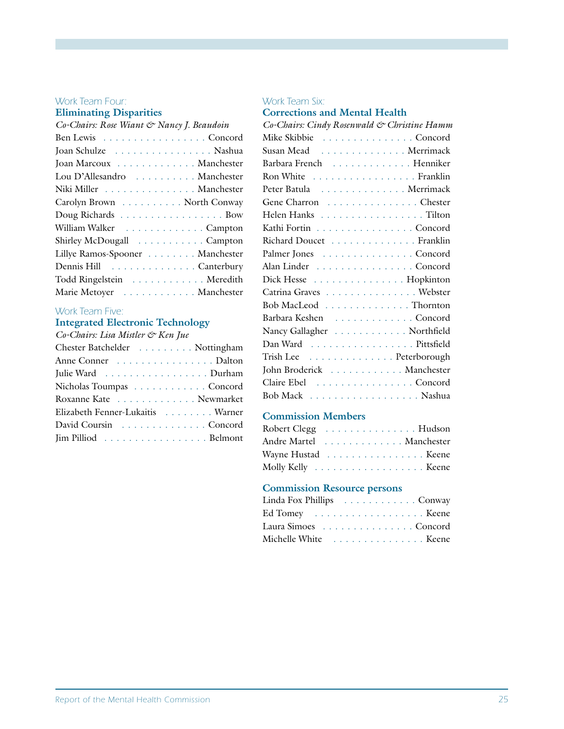## Work Team Four:
## Eliminating Disparities

*Co-Chairs: Rose Wiant & Nancy J. Beaudoin*

- Ben Lewis . . . . . . . . . . Concord
- Joan Schulze . . . . . . . . . . Nashua
- Joan Marcoux . . . . . . . . . . Manchester
- Lou D'Allesandro . . . . . . . . . . Manchester
- Niki Miller . . . . . . . . . . Manchester
- Carolyn Brown . . . . . . . . . . North Conway
- Doug Richards . . . . . . . . . . Bow
- William Walker . . . . . . . . . . Campton
- Shirley McDougall . . . . . . . . . . Campton
- Lillye Ramos-Spooner . . . . . . . . Manchester
- Dennis Hill . . . . . . . . . . Canterbury
- Todd Ringelstein . . . . . . . . . . Meredith
- Marie Metoyer . . . . . . . . . . Manchester

## Work Team Five:
## Integrated Electronic Technology

*Co-Chairs: Lisa Mistler & Ken Jue*

- Chester Batchelder . . . . . . . . . Nottingham
- Anne Conner . . . . . . . . . . Dalton
- Julie Ward . . . . . . . . . . Durham
- Nicholas Toumpas . . . . . . . . . . Concord
- Roxanne Kate . . . . . . . . . . Newmarket
- Elizabeth Fenner-Lukaitis . . . . . . . . Warner
- David Coursin . . . . . . . . . . Concord
- Jim Pilliod . . . . . . . . . . Belmont

## Work Team Six:
## Corrections and Mental Health

*Co-Chairs: Cindy Rosenwald & Christine Hamm*

- Mike Skibbie . . . . . . . . . . Concord
- Susan Mead . . . . . . . . . . Merrimack
- Barbara French . . . . . . . . . . Henniker
- Ron White . . . . . . . . . . Franklin
- Peter Batula . . . . . . . . . . Merrimack
- Gene Charron . . . . . . . . . . Chester
- Helen Hanks . . . . . . . . . . Tilton
- Kathi Fortin . . . . . . . . . . Concord
- Richard Doucet . . . . . . . . . . Franklin
- Palmer Jones . . . . . . . . . . Concord
- Alan Linder . . . . . . . . . . Concord
- Dick Hesse . . . . . . . . . . Hopkinton
- Catrina Graves . . . . . . . . . . Webster
- Bob MacLeod . . . . . . . . . . Thornton
- Barbara Keshen . . . . . . . . . . Concord
- Nancy Gallagher . . . . . . . . . . Northfield
- Dan Ward . . . . . . . . . . Pittsfield
- Trish Lee . . . . . . . . . . Peterborough
- John Broderick . . . . . . . . . . Manchester
- Claire Ebel . . . . . . . . . . Concord
- Bob Mack . . . . . . . . . . Nashua

## Commission Members

- Robert Clegg . . . . . . . . . . Hudson
- Andre Martel . . . . . . . . . . Manchester
- Wayne Hustad . . . . . . . . . . Keene
- Molly Kelly . . . . . . . . . . Keene

## Commission Resource persons

- Linda Fox Phillips . . . . . . . . . . Conway
- Ed Tomey . . . . . . . . . . Keene
- Laura Simoes . . . . . . . . . . Concord
- Michelle White . . . . . . . . . . Keene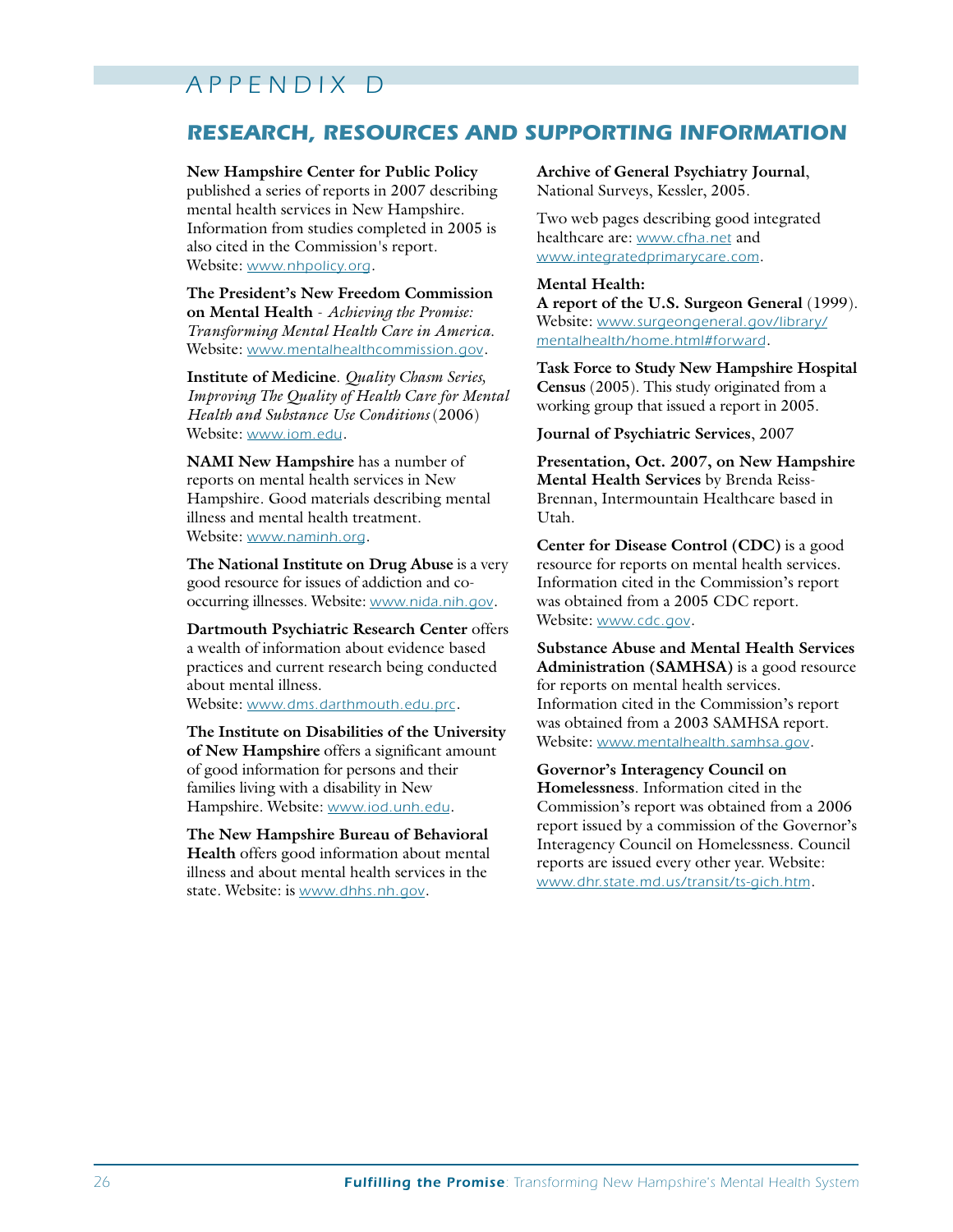# APPENDIX D

## RESEARCH, RESOURCES AND SUPPORTING INFORMATION

**New Hampshire Center for Public Policy** published a series of reports in 2007 describing mental health services in New Hampshire. Information from studies completed in 2005 is also cited in the Commission's report. Website: www.nhpolicy.org.

**The President's New Freedom Commission on Mental Health** - *Achieving the Promise: Transforming Mental Health Care in America.* Website: www.mentalhealthcommission.gov.

**Institute of Medicine**. *Quality Chasm Series, Improving The Quality of Health Care for Mental Health and Substance Use Conditions* (2006) Website: www.iom.edu.

**NAMI New Hampshire** has a number of reports on mental health services in New Hampshire. Good materials describing mental illness and mental health treatment. Website: www.naminh.org.

**The National Institute on Drug Abuse** is a very good resource for issues of addiction and co-occurring illnesses. Website: www.nida.nih.gov.

**Dartmouth Psychiatric Research Center** offers a wealth of information about evidence based practices and current research being conducted about mental illness. Website: www.dms.darthmouth.edu.prc.

**The Institute on Disabilities of the University of New Hampshire** offers a significant amount of good information for persons and their families living with a disability in New Hampshire. Website: www.iod.unh.edu.

**The New Hampshire Bureau of Behavioral Health** offers good information about mental illness and about mental health services in the state. Website: is www.dhhs.nh.gov.

**Archive of General Psychiatry Journal**, National Surveys, Kessler, 2005.

Two web pages describing good integrated healthcare are: www.cfha.net and www.integratedprimarycare.com.

**Mental Health:**
**A report of the U.S. Surgeon General** (1999). Website: www.surgeongeneral.gov/library/mentalhealth/home.html#forward.

**Task Force to Study New Hampshire Hospital Census** (2005). This study originated from a working group that issued a report in 2005.

**Journal of Psychiatric Services**, 2007

**Presentation, Oct. 2007, on New Hampshire Mental Health Services** by Brenda Reiss-Brennan, Intermountain Healthcare based in Utah.

**Center for Disease Control (CDC)** is a good resource for reports on mental health services. Information cited in the Commission's report was obtained from a 2005 CDC report. Website: www.cdc.gov.

**Substance Abuse and Mental Health Services Administration (SAMHSA)** is a good resource for reports on mental health services. Information cited in the Commission's report was obtained from a 2003 SAMHSA report. Website: www.mentalhealth.samhsa.gov.

**Governor's Interagency Council on Homelessness**. Information cited in the Commission's report was obtained from a 2006 report issued by a commission of the Governor's Interagency Council on Homelessness. Council reports are issued every other year. Website: www.dhr.state.md.us/transit/ts-gich.htm.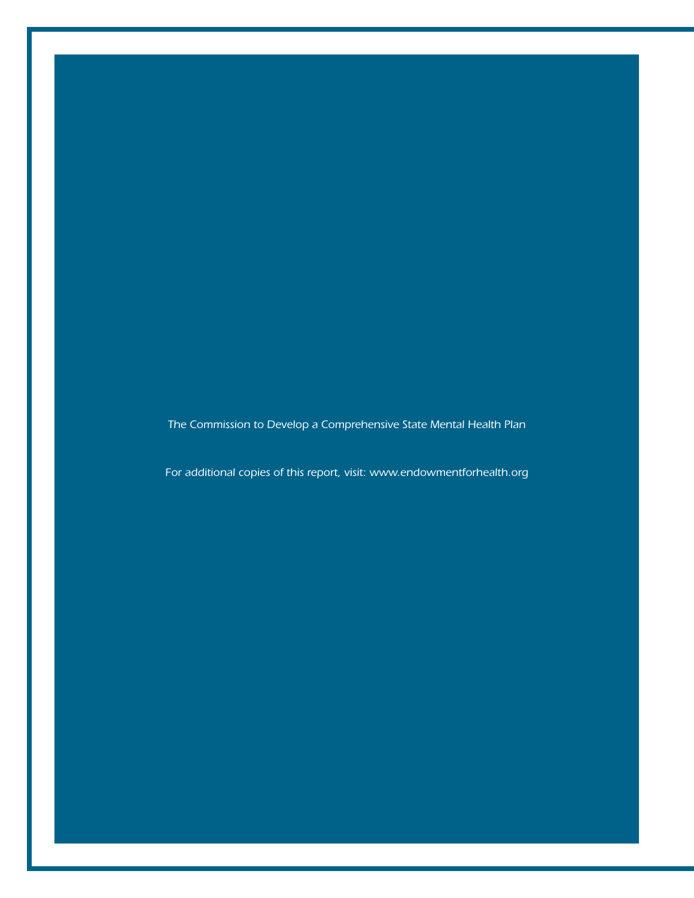The Commission to Develop a Comprehensive State Mental Health Plan

For additional copies of this report, visit: www.endowmentforhealth.org